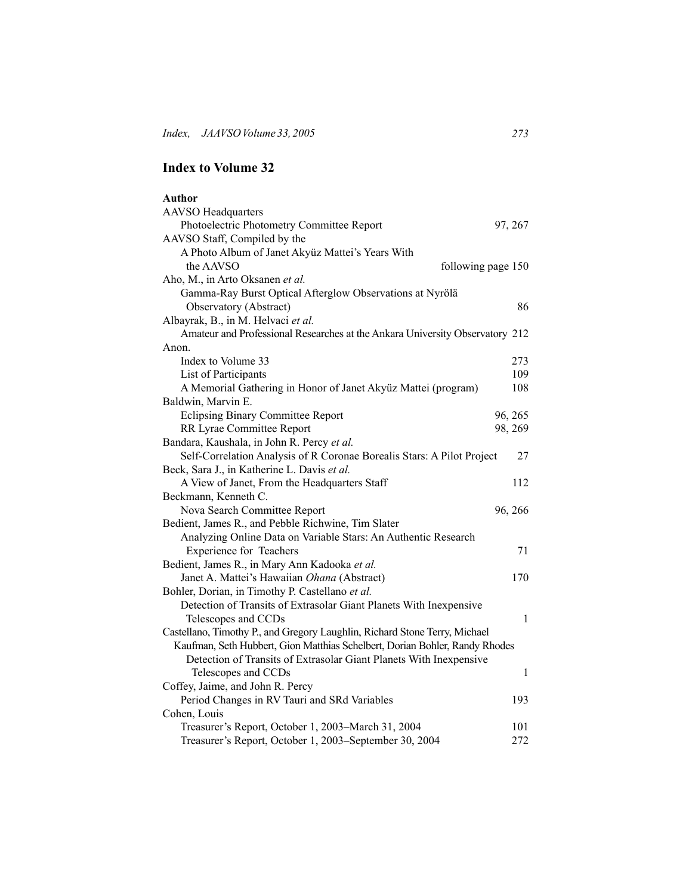## Index to Volume 32

**Author**

AAVSO Headquarters
  Photoelectric Photometry Committee Report 97, 267

AAVSO Staff, Compiled by the
  A Photo Album of Janet Akyüz Mattei's Years With the AAVSO following page 150

Aho, M., in Arto Oksanen *et al.*
  Gamma-Ray Burst Optical Afterglow Observations at Nyrölä Observatory (Abstract) 86

Albayrak, B., in M. Helvaci *et al.*
  Amateur and Professional Researches at the Ankara University Observatory 212

Anon.
  Index to Volume 33 273
  List of Participants 109
  A Memorial Gathering in Honor of Janet Akyüz Mattei (program) 108

Baldwin, Marvin E.
  Eclipsing Binary Committee Report 96, 265
  RR Lyrae Committee Report 98, 269

Bandara, Kaushala, in John R. Percy *et al.*
  Self-Correlation Analysis of R Coronae Borealis Stars: A Pilot Project 27

Beck, Sara J., in Katherine L. Davis *et al.*
  A View of Janet, From the Headquarters Staff 112

Beckmann, Kenneth C.
  Nova Search Committee Report 96, 266

Bedient, James R., and Pebble Richwine, Tim Slater
  Analyzing Online Data on Variable Stars: An Authentic Research Experience for Teachers 71

Bedient, James R., in Mary Ann Kadooka *et al.*
  Janet A. Mattei's Hawaiian *Ohana* (Abstract) 170

Bohler, Dorian, in Timothy P. Castellano *et al.*
  Detection of Transits of Extrasolar Giant Planets With Inexpensive Telescopes and CCDs 1

Castellano, Timothy P., and Gregory Laughlin, Richard Stone Terry, Michael Kaufman, Seth Hubbert, Gion Matthias Schelbert, Dorian Bohler, Randy Rhodes
  Detection of Transits of Extrasolar Giant Planets With Inexpensive Telescopes and CCDs 1

Coffey, Jaime, and John R. Percy
  Period Changes in RV Tauri and SRd Variables 193

Cohen, Louis
  Treasurer's Report, October 1, 2003–March 31, 2004 101
  Treasurer's Report, October 1, 2003–September 30, 2004 272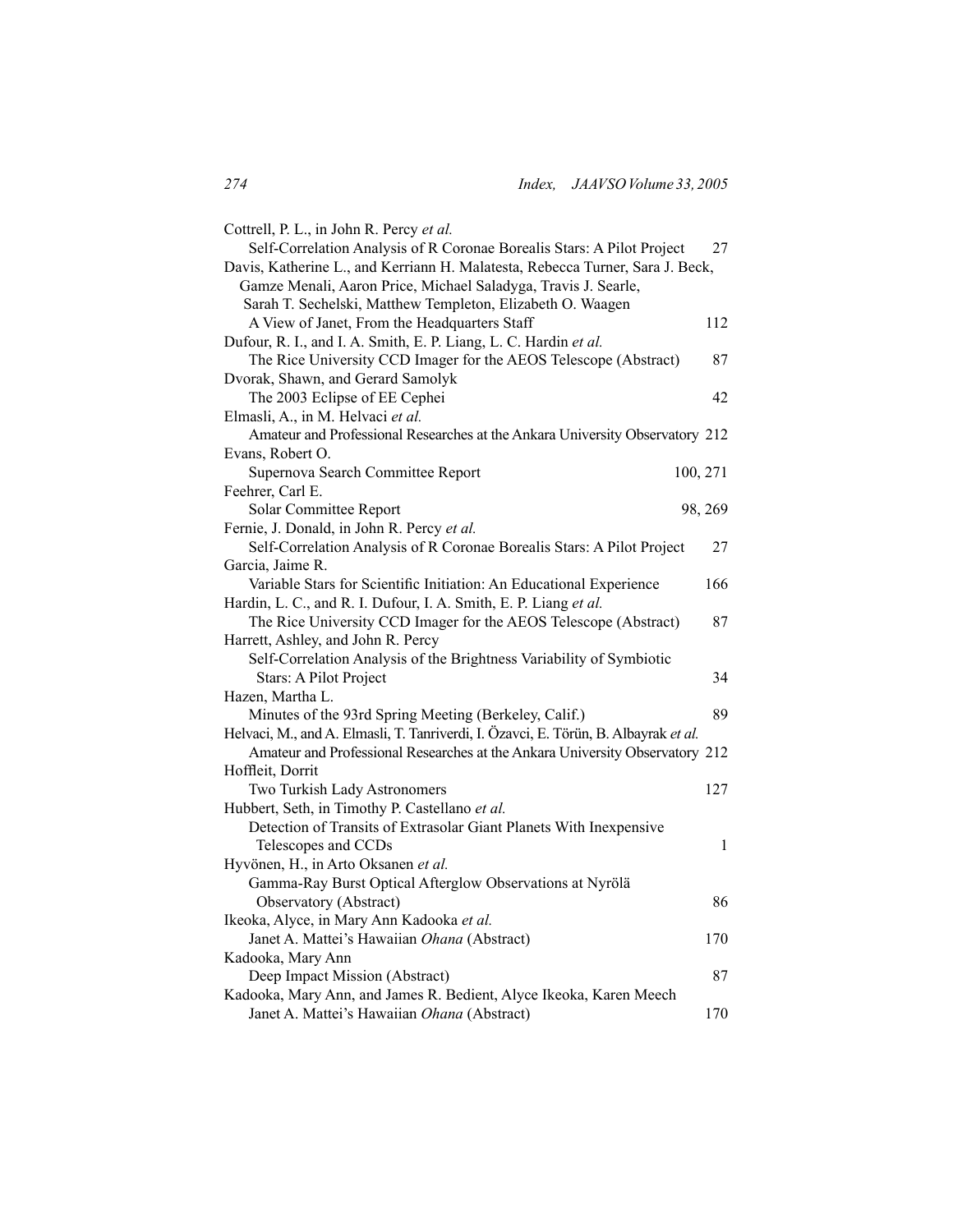Cottrell, P. L., in John R. Percy *et al.*
  Self-Correlation Analysis of R Coronae Borealis Stars: A Pilot Project 27

Davis, Katherine L., and Kerriann H. Malatesta, Rebecca Turner, Sara J. Beck, Gamze Menali, Aaron Price, Michael Saladyga, Travis J. Searle, Sarah T. Sechelski, Matthew Templeton, Elizabeth O. Waagen
  A View of Janet, From the Headquarters Staff 112

Dufour, R. I., and I. A. Smith, E. P. Liang, L. C. Hardin *et al.*
  The Rice University CCD Imager for the AEOS Telescope (Abstract) 87

Dvorak, Shawn, and Gerard Samolyk
  The 2003 Eclipse of EE Cephei 42

Elmasli, A., in M. Helvaci *et al.*
  Amateur and Professional Researches at the Ankara University Observatory 212

Evans, Robert O.
  Supernova Search Committee Report 100, 271

Feehrer, Carl E.
  Solar Committee Report 98, 269

Fernie, J. Donald, in John R. Percy *et al.*
  Self-Correlation Analysis of R Coronae Borealis Stars: A Pilot Project 27

Garcia, Jaime R.
  Variable Stars for Scientific Initiation: An Educational Experience 166

Hardin, L. C., and R. I. Dufour, I. A. Smith, E. P. Liang *et al.*
  The Rice University CCD Imager for the AEOS Telescope (Abstract) 87

Harrett, Ashley, and John R. Percy
  Self-Correlation Analysis of the Brightness Variability of Symbiotic Stars: A Pilot Project 34

Hazen, Martha L.
  Minutes of the 93rd Spring Meeting (Berkeley, Calif.) 89

Helvaci, M., and A. Elmasli, T. Tanriverdi, I. Özavci, E. Törün, B. Albayrak *et al.*
  Amateur and Professional Researches at the Ankara University Observatory 212

Hoffleit, Dorrit
  Two Turkish Lady Astronomers 127

Hubbert, Seth, in Timothy P. Castellano *et al.*
  Detection of Transits of Extrasolar Giant Planets With Inexpensive Telescopes and CCDs 1

Hyvönen, H., in Arto Oksanen *et al.*
  Gamma-Ray Burst Optical Afterglow Observations at Nyrölä Observatory (Abstract) 86

Ikeoka, Alyce, in Mary Ann Kadooka *et al.*
  Janet A. Mattei's Hawaiian *Ohana* (Abstract) 170

Kadooka, Mary Ann
  Deep Impact Mission (Abstract) 87

Kadooka, Mary Ann, and James R. Bedient, Alyce Ikeoka, Karen Meech
  Janet A. Mattei's Hawaiian *Ohana* (Abstract) 170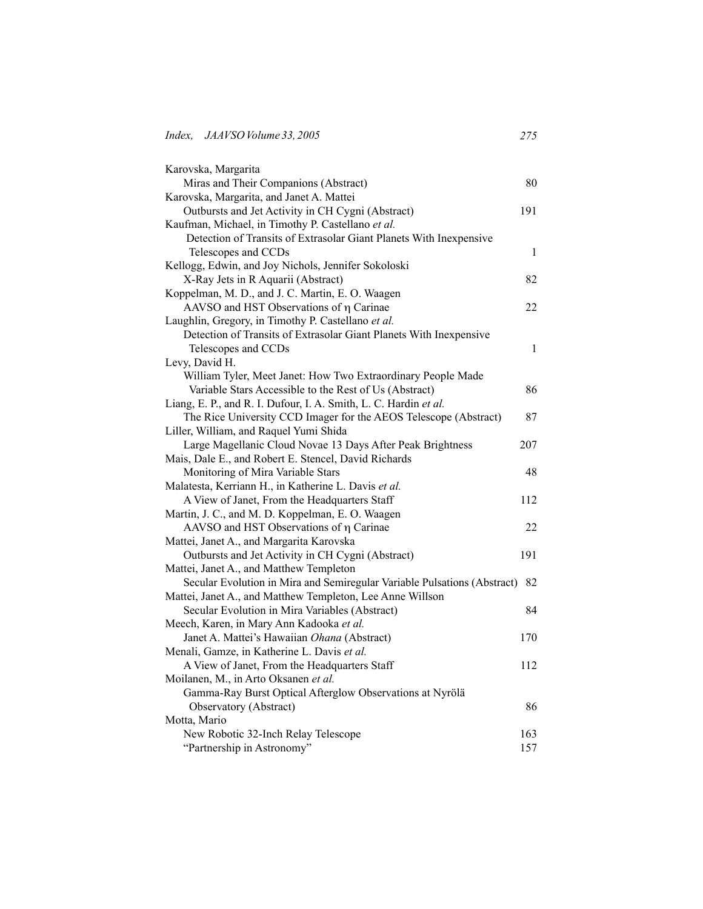Karovska, Margarita
  Miras and Their Companions (Abstract) 80

Karovska, Margarita, and Janet A. Mattei
  Outbursts and Jet Activity in CH Cygni (Abstract) 191

Kaufman, Michael, in Timothy P. Castellano *et al.*
  Detection of Transits of Extrasolar Giant Planets With Inexpensive Telescopes and CCDs 1

Kellogg, Edwin, and Joy Nichols, Jennifer Sokoloski
  X-Ray Jets in R Aquarii (Abstract) 82

Koppelman, M. D., and J. C. Martin, E. O. Waagen
  AAVSO and HST Observations of η Carinae 22

Laughlin, Gregory, in Timothy P. Castellano *et al.*
  Detection of Transits of Extrasolar Giant Planets With Inexpensive Telescopes and CCDs 1

Levy, David H.
  William Tyler, Meet Janet: How Two Extraordinary People Made Variable Stars Accessible to the Rest of Us (Abstract) 86

Liang, E. P., and R. I. Dufour, I. A. Smith, L. C. Hardin *et al.*
  The Rice University CCD Imager for the AEOS Telescope (Abstract) 87

Liller, William, and Raquel Yumi Shida
  Large Magellanic Cloud Novae 13 Days After Peak Brightness 207

Mais, Dale E., and Robert E. Stencel, David Richards
  Monitoring of Mira Variable Stars 48

Malatesta, Kerriann H., in Katherine L. Davis *et al.*
  A View of Janet, From the Headquarters Staff 112

Martin, J. C., and M. D. Koppelman, E. O. Waagen
  AAVSO and HST Observations of η Carinae 22

Mattei, Janet A., and Margarita Karovska
  Outbursts and Jet Activity in CH Cygni (Abstract) 191

Mattei, Janet A., and Matthew Templeton
  Secular Evolution in Mira and Semiregular Variable Pulsations (Abstract) 82

Mattei, Janet A., and Matthew Templeton, Lee Anne Willson
  Secular Evolution in Mira Variables (Abstract) 84

Meech, Karen, in Mary Ann Kadooka *et al.*
  Janet A. Mattei's Hawaiian *Ohana* (Abstract) 170

Menali, Gamze, in Katherine L. Davis *et al.*
  A View of Janet, From the Headquarters Staff 112

Moilanen, M., in Arto Oksanen *et al.*
  Gamma-Ray Burst Optical Afterglow Observations at Nyrölä Observatory (Abstract) 86

Motta, Mario
  New Robotic 32-Inch Relay Telescope 163
  "Partnership in Astronomy" 157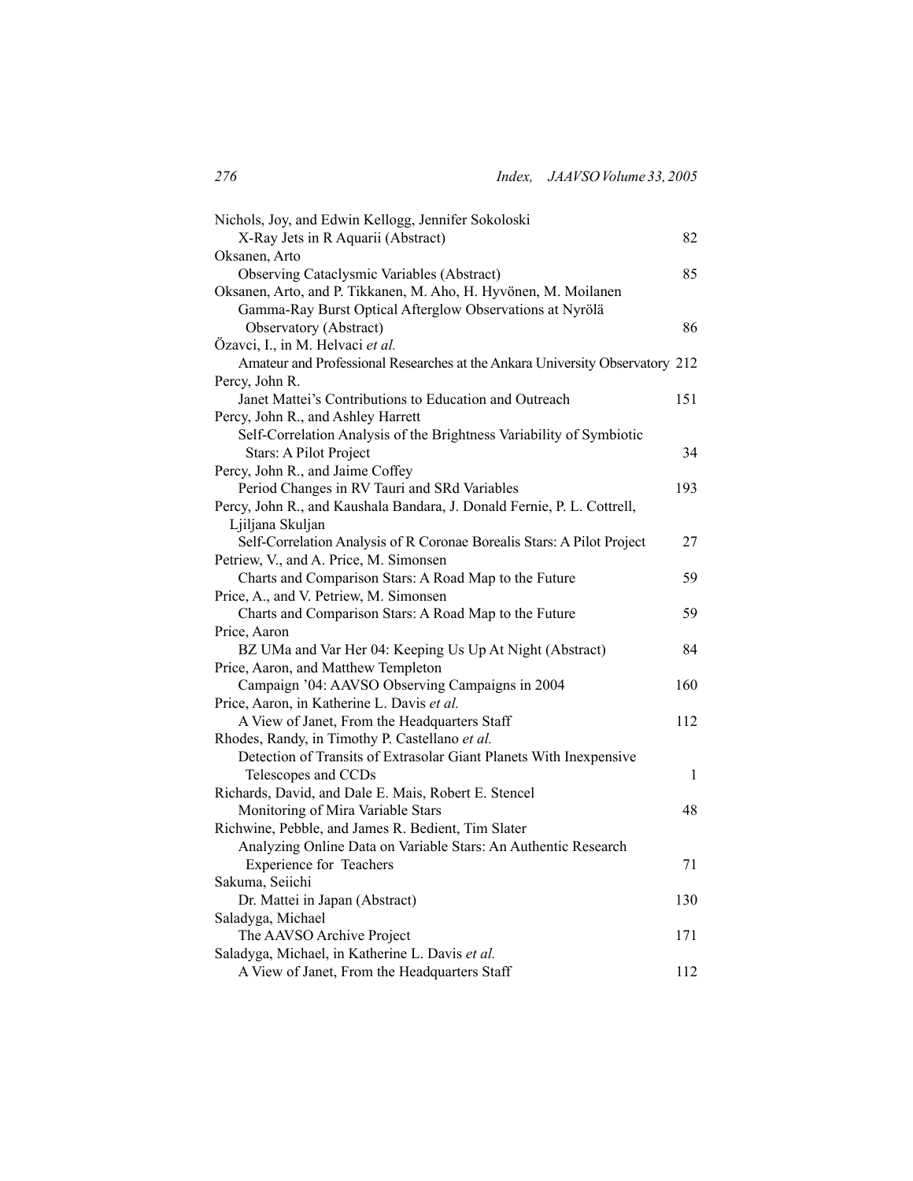Nichols, Joy, and Edwin Kellogg, Jennifer Sokoloski
  X-Ray Jets in R Aquarii (Abstract) 82

Oksanen, Arto
  Observing Cataclysmic Variables (Abstract) 85

Oksanen, Arto, and P. Tikkanen, M. Aho, H. Hyvönen, M. Moilanen
  Gamma-Ray Burst Optical Afterglow Observations at Nyrölä Observatory (Abstract) 86

Özavci, I., in M. Helvaci *et al.*
  Amateur and Professional Researches at the Ankara University Observatory 212

Percy, John R.
  Janet Mattei's Contributions to Education and Outreach 151

Percy, John R., and Ashley Harrett
  Self-Correlation Analysis of the Brightness Variability of Symbiotic Stars: A Pilot Project 34

Percy, John R., and Jaime Coffey
  Period Changes in RV Tauri and SRd Variables 193

Percy, John R., and Kaushala Bandara, J. Donald Fernie, P. L. Cottrell, Ljiljana Skuljan
  Self-Correlation Analysis of R Coronae Borealis Stars: A Pilot Project 27

Petriew, V., and A. Price, M. Simonsen
  Charts and Comparison Stars: A Road Map to the Future 59

Price, A., and V. Petriew, M. Simonsen
  Charts and Comparison Stars: A Road Map to the Future 59

Price, Aaron
  BZ UMa and Var Her 04: Keeping Us Up At Night (Abstract) 84

Price, Aaron, and Matthew Templeton
  Campaign '04: AAVSO Observing Campaigns in 2004 160

Price, Aaron, in Katherine L. Davis *et al.*
  A View of Janet, From the Headquarters Staff 112

Rhodes, Randy, in Timothy P. Castellano *et al.*
  Detection of Transits of Extrasolar Giant Planets With Inexpensive Telescopes and CCDs 1

Richards, David, and Dale E. Mais, Robert E. Stencel
  Monitoring of Mira Variable Stars 48

Richwine, Pebble, and James R. Bedient, Tim Slater
  Analyzing Online Data on Variable Stars: An Authentic Research Experience for Teachers 71

Sakuma, Seiichi
  Dr. Mattei in Japan (Abstract) 130

Saladyga, Michael
  The AAVSO Archive Project 171

Saladyga, Michael, in Katherine L. Davis *et al.*
  A View of Janet, From the Headquarters Staff 112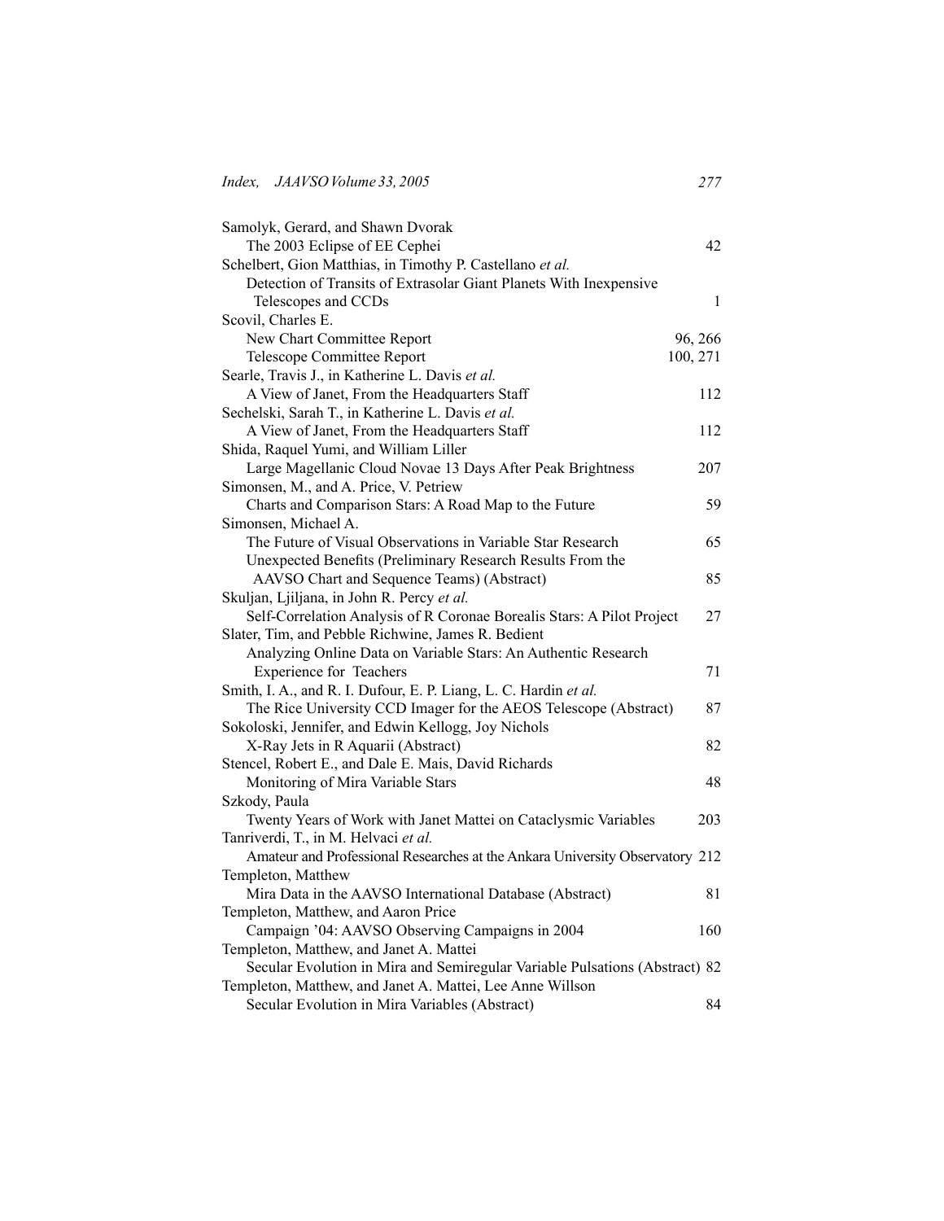Samolyk, Gerard, and Shawn Dvorak
    The 2003 Eclipse of EE Cephei 42

Schelbert, Gion Matthias, in Timothy P. Castellano *et al.*
    Detection of Transits of Extrasolar Giant Planets With Inexpensive Telescopes and CCDs 1

Scovil, Charles E.
    New Chart Committee Report 96, 266
    Telescope Committee Report 100, 271

Searle, Travis J., in Katherine L. Davis *et al.*
    A View of Janet, From the Headquarters Staff 112

Sechelski, Sarah T., in Katherine L. Davis *et al.*
    A View of Janet, From the Headquarters Staff 112

Shida, Raquel Yumi, and William Liller
    Large Magellanic Cloud Novae 13 Days After Peak Brightness 207

Simonsen, M., and A. Price, V. Petriew
    Charts and Comparison Stars: A Road Map to the Future 59

Simonsen, Michael A.
    The Future of Visual Observations in Variable Star Research 65
    Unexpected Benefits (Preliminary Research Results From the AAVSO Chart and Sequence Teams) (Abstract) 85

Skuljan, Ljiljana, in John R. Percy *et al.*
    Self-Correlation Analysis of R Coronae Borealis Stars: A Pilot Project 27

Slater, Tim, and Pebble Richwine, James R. Bedient
    Analyzing Online Data on Variable Stars: An Authentic Research Experience for Teachers 71

Smith, I. A., and R. I. Dufour, E. P. Liang, L. C. Hardin *et al.*
    The Rice University CCD Imager for the AEOS Telescope (Abstract) 87

Sokoloski, Jennifer, and Edwin Kellogg, Joy Nichols
    X-Ray Jets in R Aquarii (Abstract) 82

Stencel, Robert E., and Dale E. Mais, David Richards
    Monitoring of Mira Variable Stars 48

Szkody, Paula
    Twenty Years of Work with Janet Mattei on Cataclysmic Variables 203

Tanriverdi, T., in M. Helvaci *et al.*
    Amateur and Professional Researches at the Ankara University Observatory 212

Templeton, Matthew
    Mira Data in the AAVSO International Database (Abstract) 81

Templeton, Matthew, and Aaron Price
    Campaign '04: AAVSO Observing Campaigns in 2004 160

Templeton, Matthew, and Janet A. Mattei
    Secular Evolution in Mira and Semiregular Variable Pulsations (Abstract) 82

Templeton, Matthew, and Janet A. Mattei, Lee Anne Willson
    Secular Evolution in Mira Variables (Abstract) 84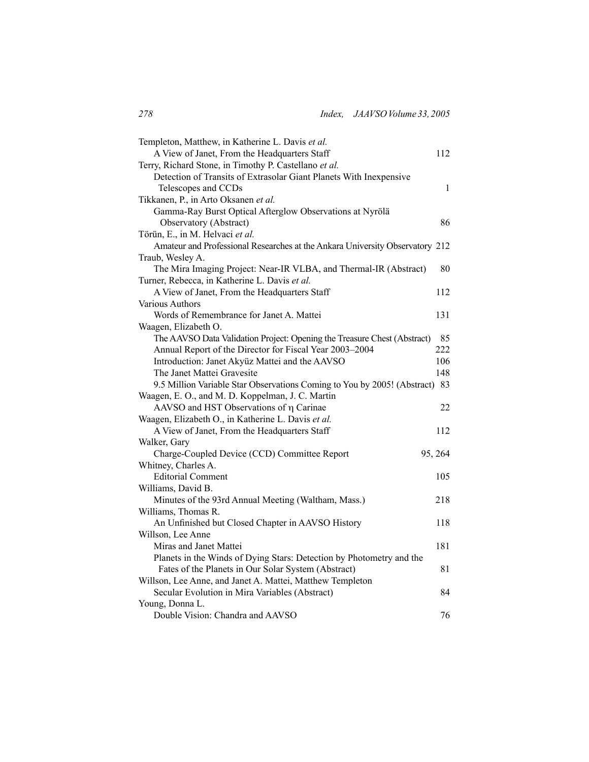Templeton, Matthew, in Katherine L. Davis *et al.*
  A View of Janet, From the Headquarters Staff 112

Terry, Richard Stone, in Timothy P. Castellano *et al.*
  Detection of Transits of Extrasolar Giant Planets With Inexpensive Telescopes and CCDs 1

Tikkanen, P., in Arto Oksanen *et al.*
  Gamma-Ray Burst Optical Afterglow Observations at Nyrölä Observatory (Abstract) 86

Törün, E., in M. Helvaci *et al.*
  Amateur and Professional Researches at the Ankara University Observatory 212

Traub, Wesley A.
  The Mira Imaging Project: Near-IR VLBA, and Thermal-IR (Abstract) 80

Turner, Rebecca, in Katherine L. Davis *et al.*
  A View of Janet, From the Headquarters Staff 112

Various Authors
  Words of Remembrance for Janet A. Mattei 131

Waagen, Elizabeth O.
  The AAVSO Data Validation Project: Opening the Treasure Chest (Abstract) 85
  Annual Report of the Director for Fiscal Year 2003–2004 222
  Introduction: Janet Akyüz Mattei and the AAVSO 106
  The Janet Mattei Gravesite 148
  9.5 Million Variable Star Observations Coming to You by 2005! (Abstract) 83

Waagen, E. O., and M. D. Koppelman, J. C. Martin
  AAVSO and HST Observations of $\eta$ Carinae 22

Waagen, Elizabeth O., in Katherine L. Davis *et al.*
  A View of Janet, From the Headquarters Staff 112

Walker, Gary
  Charge-Coupled Device (CCD) Committee Report 95, 264

Whitney, Charles A.
  Editorial Comment 105

Williams, David B.
  Minutes of the 93rd Annual Meeting (Waltham, Mass.) 218

Williams, Thomas R.
  An Unfinished but Closed Chapter in AAVSO History 118

Willson, Lee Anne
  Miras and Janet Mattei 181
  Planets in the Winds of Dying Stars: Detection by Photometry and the Fates of the Planets in Our Solar System (Abstract) 81

Willson, Lee Anne, and Janet A. Mattei, Matthew Templeton
  Secular Evolution in Mira Variables (Abstract) 84

Young, Donna L.
  Double Vision: Chandra and AAVSO 76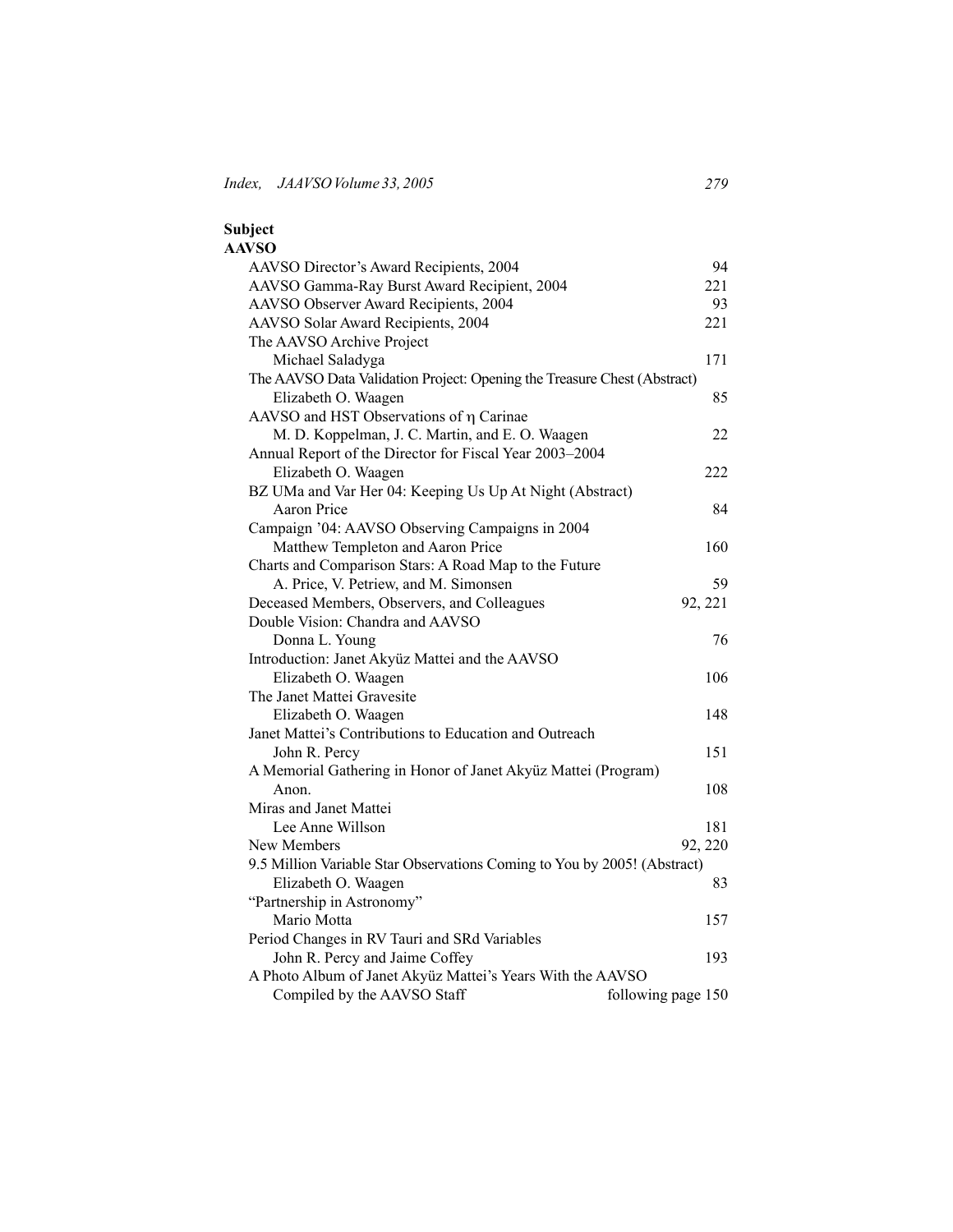**Subject**

**AAVSO**

AAVSO Director's Award Recipients, 2004 — 94

AAVSO Gamma-Ray Burst Award Recipient, 2004 — 221

AAVSO Observer Award Recipients, 2004 — 93

AAVSO Solar Award Recipients, 2004 — 221

The AAVSO Archive Project
  Michael Saladyga — 171

The AAVSO Data Validation Project: Opening the Treasure Chest (Abstract)
  Elizabeth O. Waagen — 85

AAVSO and HST Observations of η Carinae
  M. D. Koppelman, J. C. Martin, and E. O. Waagen — 22

Annual Report of the Director for Fiscal Year 2003–2004
  Elizabeth O. Waagen — 222

BZ UMa and Var Her 04: Keeping Us Up At Night (Abstract)
  Aaron Price — 84

Campaign '04: AAVSO Observing Campaigns in 2004
  Matthew Templeton and Aaron Price — 160

Charts and Comparison Stars: A Road Map to the Future
  A. Price, V. Petriew, and M. Simonsen — 59

Deceased Members, Observers, and Colleagues — 92, 221

Double Vision: Chandra and AAVSO
  Donna L. Young — 76

Introduction: Janet Akyüz Mattei and the AAVSO
  Elizabeth O. Waagen — 106

The Janet Mattei Gravesite
  Elizabeth O. Waagen — 148

Janet Mattei's Contributions to Education and Outreach
  John R. Percy — 151

A Memorial Gathering in Honor of Janet Akyüz Mattei (Program)
  Anon. — 108

Miras and Janet Mattei
  Lee Anne Willson — 181

New Members — 92, 220

9.5 Million Variable Star Observations Coming to You by 2005! (Abstract)
  Elizabeth O. Waagen — 83

"Partnership in Astronomy"
  Mario Motta — 157

Period Changes in RV Tauri and SRd Variables
  John R. Percy and Jaime Coffey — 193

A Photo Album of Janet Akyüz Mattei's Years With the AAVSO
  Compiled by the AAVSO Staff — following page 150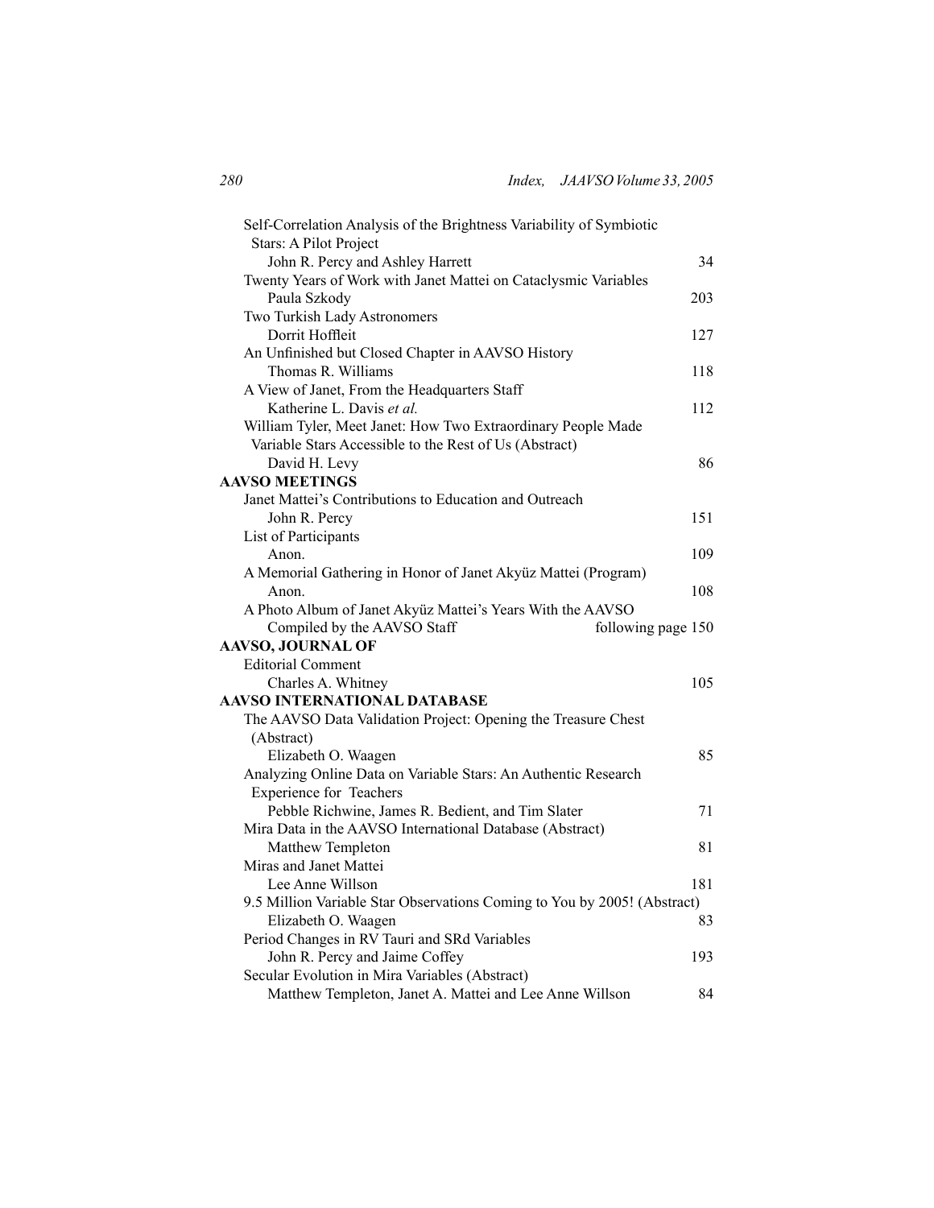Self-Correlation Analysis of the Brightness Variability of Symbiotic Stars: A Pilot Project
  John R. Percy and Ashley Harrett — 34

Twenty Years of Work with Janet Mattei on Cataclysmic Variables
  Paula Szkody — 203

Two Turkish Lady Astronomers
  Dorrit Hoffleit — 127

An Unfinished but Closed Chapter in AAVSO History
  Thomas R. Williams — 118

A View of Janet, From the Headquarters Staff
  Katherine L. Davis *et al.* — 112

William Tyler, Meet Janet: How Two Extraordinary People Made Variable Stars Accessible to the Rest of Us (Abstract)
  David H. Levy — 86

**AAVSO MEETINGS**

Janet Mattei's Contributions to Education and Outreach
  John R. Percy — 151

List of Participants
  Anon. — 109

A Memorial Gathering in Honor of Janet Akyüz Mattei (Program)
  Anon. — 108

A Photo Album of Janet Akyüz Mattei's Years With the AAVSO
  Compiled by the AAVSO Staff — following page 150

**AAVSO, JOURNAL OF**

Editorial Comment
  Charles A. Whitney — 105

**AAVSO INTERNATIONAL DATABASE**

The AAVSO Data Validation Project: Opening the Treasure Chest (Abstract)
  Elizabeth O. Waagen — 85

Analyzing Online Data on Variable Stars: An Authentic Research Experience for Teachers
  Pebble Richwine, James R. Bedient, and Tim Slater — 71

Mira Data in the AAVSO International Database (Abstract)
  Matthew Templeton — 81

Miras and Janet Mattei
  Lee Anne Willson — 181

9.5 Million Variable Star Observations Coming to You by 2005! (Abstract)
  Elizabeth O. Waagen — 83

Period Changes in RV Tauri and SRd Variables
  John R. Percy and Jaime Coffey — 193

Secular Evolution in Mira Variables (Abstract)
  Matthew Templeton, Janet A. Mattei and Lee Anne Willson — 84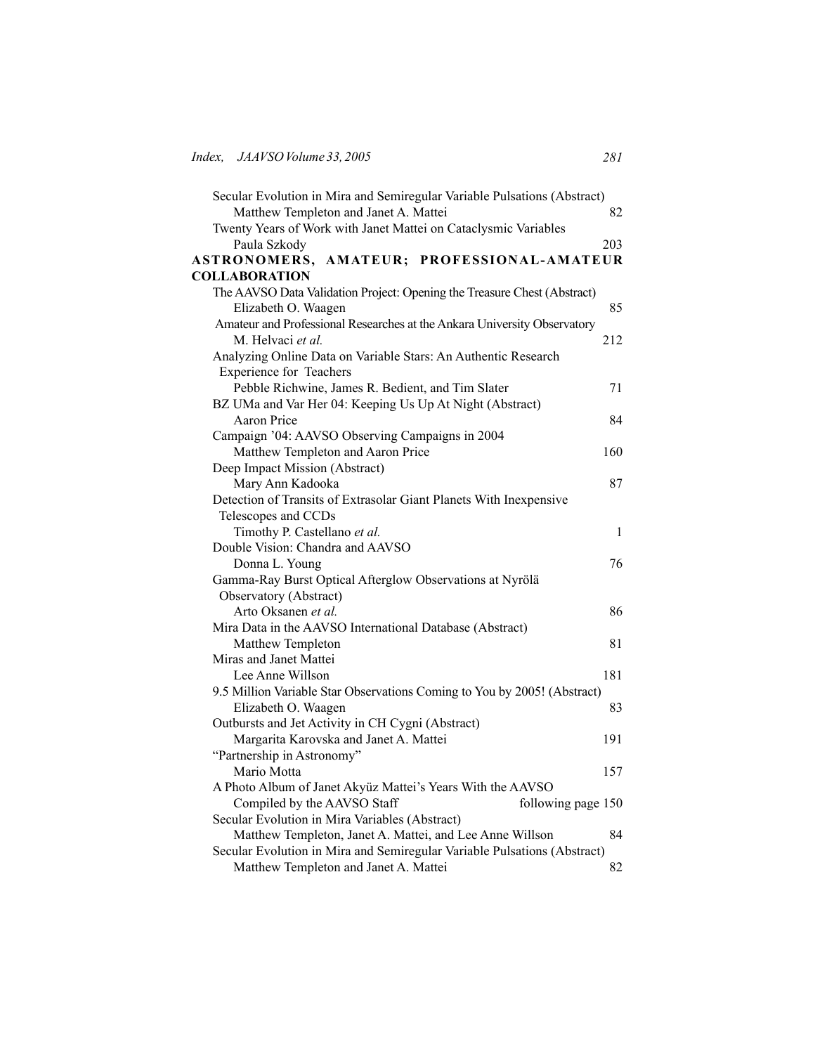Secular Evolution in Mira and Semiregular Variable Pulsations (Abstract)
Matthew Templeton and Janet A. Mattei 82

Twenty Years of Work with Janet Mattei on Cataclysmic Variables
Paula Szkody 203

**ASTRONOMERS, AMATEUR; PROFESSIONAL-AMATEUR COLLABORATION**

The AAVSO Data Validation Project: Opening the Treasure Chest (Abstract)
Elizabeth O. Waagen 85

Amateur and Professional Researches at the Ankara University Observatory
M. Helvaci *et al.* 212

Analyzing Online Data on Variable Stars: An Authentic Research Experience for Teachers
Pebble Richwine, James R. Bedient, and Tim Slater 71

BZ UMa and Var Her 04: Keeping Us Up At Night (Abstract)
Aaron Price 84

Campaign '04: AAVSO Observing Campaigns in 2004
Matthew Templeton and Aaron Price 160

Deep Impact Mission (Abstract)
Mary Ann Kadooka 87

Detection of Transits of Extrasolar Giant Planets With Inexpensive Telescopes and CCDs
Timothy P. Castellano *et al.* 1

Double Vision: Chandra and AAVSO
Donna L. Young 76

Gamma-Ray Burst Optical Afterglow Observations at Nyrölä Observatory (Abstract)
Arto Oksanen *et al.* 86

Mira Data in the AAVSO International Database (Abstract)
Matthew Templeton 81

Miras and Janet Mattei
Lee Anne Willson 181

9.5 Million Variable Star Observations Coming to You by 2005! (Abstract)
Elizabeth O. Waagen 83

Outbursts and Jet Activity in CH Cygni (Abstract)
Margarita Karovska and Janet A. Mattei 191

"Partnership in Astronomy"
Mario Motta 157

A Photo Album of Janet Akyüz Mattei's Years With the AAVSO
Compiled by the AAVSO Staff following page 150

Secular Evolution in Mira Variables (Abstract)
Matthew Templeton, Janet A. Mattei, and Lee Anne Willson 84

Secular Evolution in Mira and Semiregular Variable Pulsations (Abstract)
Matthew Templeton and Janet A. Mattei 82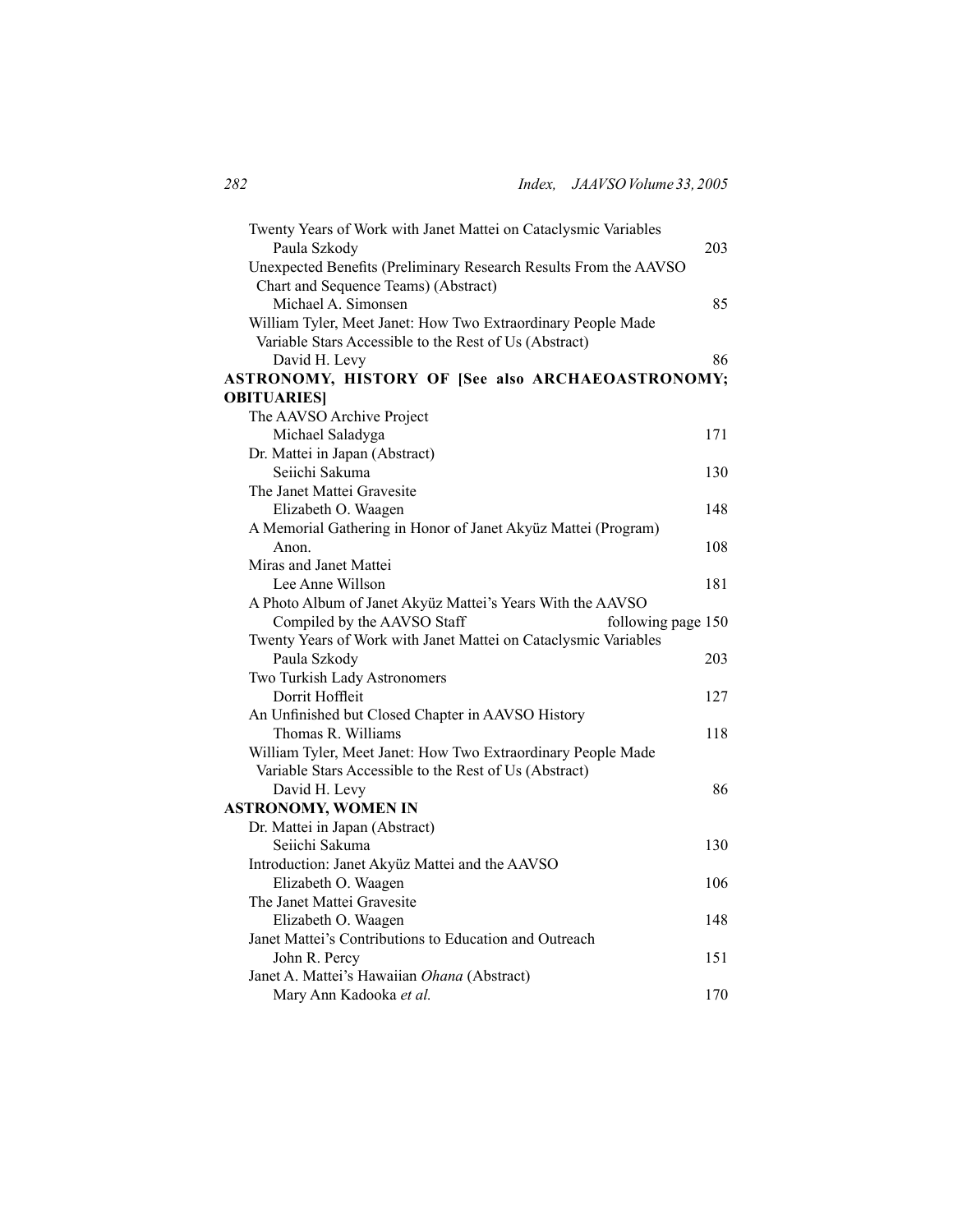Twenty Years of Work with Janet Mattei on Cataclysmic Variables
Paula Szkody 203

Unexpected Benefits (Preliminary Research Results From the AAVSO Chart and Sequence Teams) (Abstract)
Michael A. Simonsen 85

William Tyler, Meet Janet: How Two Extraordinary People Made Variable Stars Accessible to the Rest of Us (Abstract)
David H. Levy 86

**ASTRONOMY, HISTORY OF [See also ARCHAEOASTRONOMY; OBITUARIES]**

The AAVSO Archive Project
Michael Saladyga 171

Dr. Mattei in Japan (Abstract)
Seiichi Sakuma 130

The Janet Mattei Gravesite
Elizabeth O. Waagen 148

A Memorial Gathering in Honor of Janet Akyüz Mattei (Program)
Anon. 108

Miras and Janet Mattei
Lee Anne Willson 181

A Photo Album of Janet Akyüz Mattei's Years With the AAVSO
Compiled by the AAVSO Staff following page 150

Twenty Years of Work with Janet Mattei on Cataclysmic Variables
Paula Szkody 203

Two Turkish Lady Astronomers
Dorrit Hoffleit 127

An Unfinished but Closed Chapter in AAVSO History
Thomas R. Williams 118

William Tyler, Meet Janet: How Two Extraordinary People Made Variable Stars Accessible to the Rest of Us (Abstract)
David H. Levy 86

**ASTRONOMY, WOMEN IN**

Dr. Mattei in Japan (Abstract)
Seiichi Sakuma 130

Introduction: Janet Akyüz Mattei and the AAVSO
Elizabeth O. Waagen 106

The Janet Mattei Gravesite
Elizabeth O. Waagen 148

Janet Mattei's Contributions to Education and Outreach
John R. Percy 151

Janet A. Mattei's Hawaiian *Ohana* (Abstract)
Mary Ann Kadooka *et al.* 170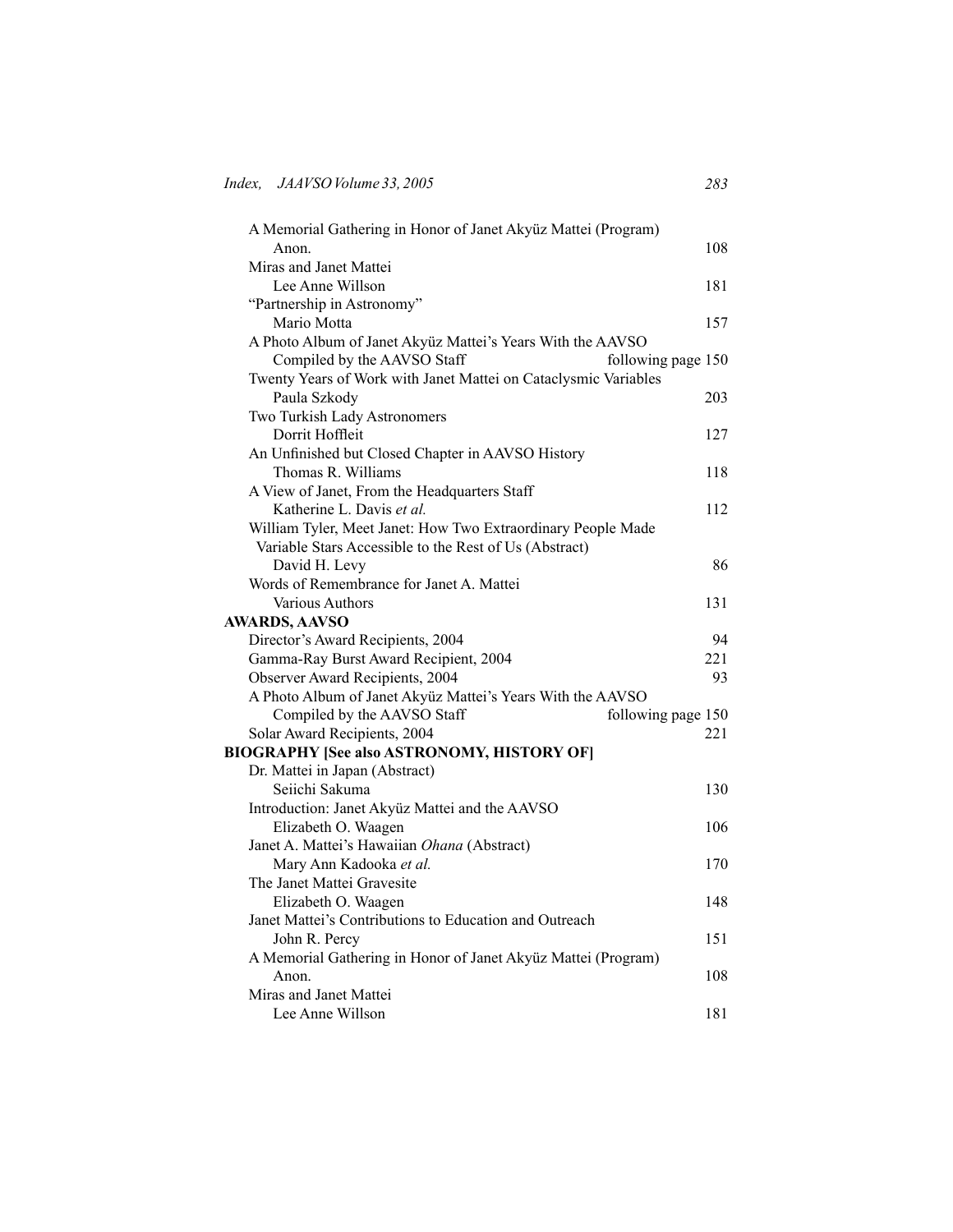A Memorial Gathering in Honor of Janet Akyüz Mattei (Program)
 Anon. 108

Miras and Janet Mattei
 Lee Anne Willson 181

"Partnership in Astronomy"
 Mario Motta 157

A Photo Album of Janet Akyüz Mattei's Years With the AAVSO
 Compiled by the AAVSO Staff following page 150

Twenty Years of Work with Janet Mattei on Cataclysmic Variables
 Paula Szkody 203

Two Turkish Lady Astronomers
 Dorrit Hoffleit 127

An Unfinished but Closed Chapter in AAVSO History
 Thomas R. Williams 118

A View of Janet, From the Headquarters Staff
 Katherine L. Davis *et al.* 112

William Tyler, Meet Janet: How Two Extraordinary People Made Variable Stars Accessible to the Rest of Us (Abstract)
 David H. Levy 86

Words of Remembrance for Janet A. Mattei
 Various Authors 131

**AWARDS, AAVSO**

Director's Award Recipients, 2004 94

Gamma-Ray Burst Award Recipient, 2004 221

Observer Award Recipients, 2004 93

A Photo Album of Janet Akyüz Mattei's Years With the AAVSO
 Compiled by the AAVSO Staff following page 150

Solar Award Recipients, 2004 221

**BIOGRAPHY [See also ASTRONOMY, HISTORY OF]**

Dr. Mattei in Japan (Abstract)
 Seiichi Sakuma 130

Introduction: Janet Akyüz Mattei and the AAVSO
 Elizabeth O. Waagen 106

Janet A. Mattei's Hawaiian *Ohana* (Abstract)
 Mary Ann Kadooka *et al.* 170

The Janet Mattei Gravesite
 Elizabeth O. Waagen 148

Janet Mattei's Contributions to Education and Outreach
 John R. Percy 151

A Memorial Gathering in Honor of Janet Akyüz Mattei (Program)
 Anon. 108

Miras and Janet Mattei
 Lee Anne Willson 181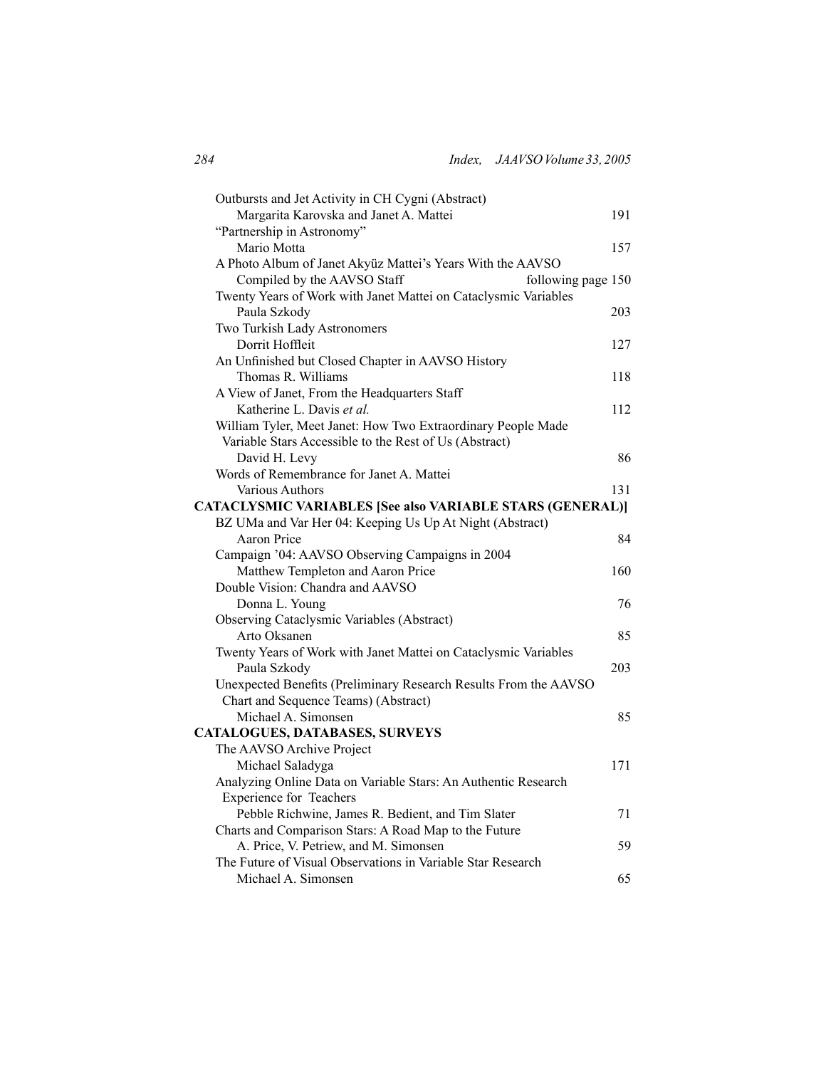Outbursts and Jet Activity in CH Cygni (Abstract)
Margarita Karovska and Janet A. Mattei 191

"Partnership in Astronomy"
Mario Motta 157

A Photo Album of Janet Akyüz Mattei's Years With the AAVSO
Compiled by the AAVSO Staff following page 150

Twenty Years of Work with Janet Mattei on Cataclysmic Variables
Paula Szkody 203

Two Turkish Lady Astronomers
Dorrit Hoffleit 127

An Unfinished but Closed Chapter in AAVSO History
Thomas R. Williams 118

A View of Janet, From the Headquarters Staff
Katherine L. Davis *et al.* 112

William Tyler, Meet Janet: How Two Extraordinary People Made Variable Stars Accessible to the Rest of Us (Abstract)
David H. Levy 86

Words of Remembrance for Janet A. Mattei
Various Authors 131

**CATACLYSMIC VARIABLES [See also VARIABLE STARS (GENERAL)]**

BZ UMa and Var Her 04: Keeping Us Up At Night (Abstract)
Aaron Price 84

Campaign '04: AAVSO Observing Campaigns in 2004
Matthew Templeton and Aaron Price 160

Double Vision: Chandra and AAVSO
Donna L. Young 76

Observing Cataclysmic Variables (Abstract)
Arto Oksanen 85

Twenty Years of Work with Janet Mattei on Cataclysmic Variables
Paula Szkody 203

Unexpected Benefits (Preliminary Research Results From the AAVSO Chart and Sequence Teams) (Abstract)
Michael A. Simonsen 85

**CATALOGUES, DATABASES, SURVEYS**

The AAVSO Archive Project
Michael Saladyga 171

Analyzing Online Data on Variable Stars: An Authentic Research Experience for Teachers
Pebble Richwine, James R. Bedient, and Tim Slater 71

Charts and Comparison Stars: A Road Map to the Future
A. Price, V. Petriew, and M. Simonsen 59

The Future of Visual Observations in Variable Star Research
Michael A. Simonsen 65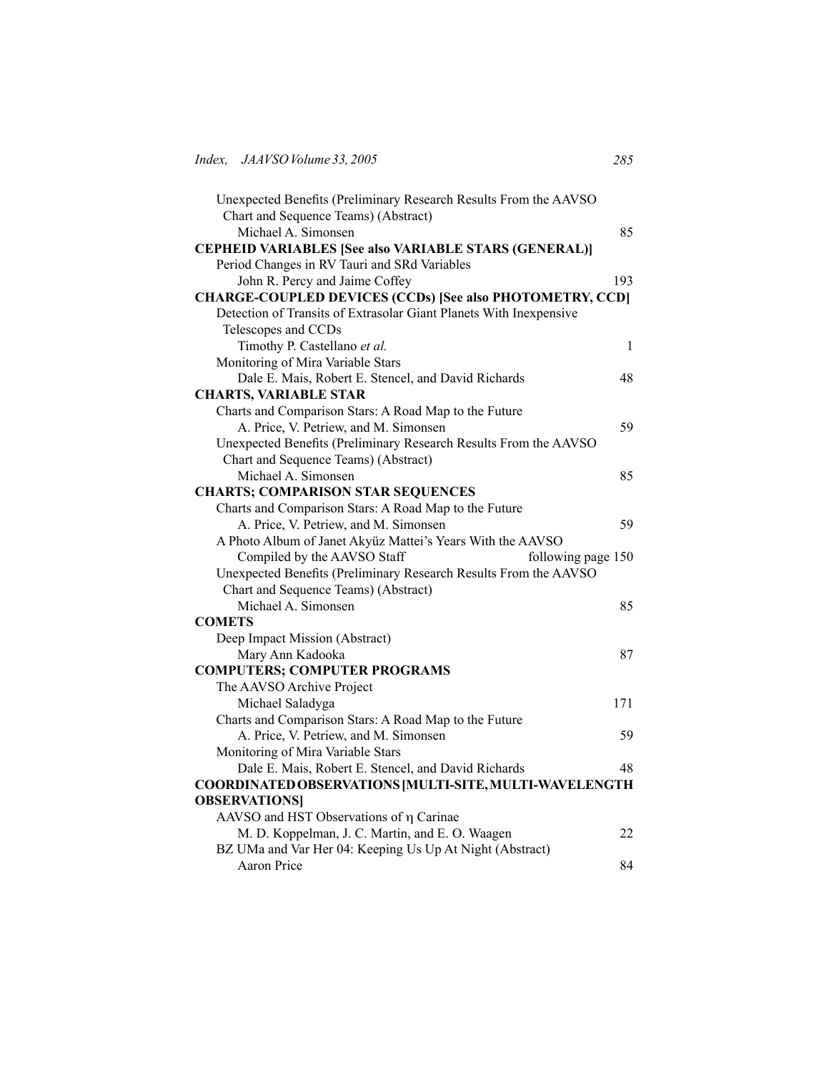Unexpected Benefits (Preliminary Research Results From the AAVSO Chart and Sequence Teams) (Abstract)
Michael A. Simonsen 85

**CEPHEID VARIABLES [See also VARIABLE STARS (GENERAL)]**

Period Changes in RV Tauri and SRd Variables
John R. Percy and Jaime Coffey 193

**CHARGE-COUPLED DEVICES (CCDs) [See also PHOTOMETRY, CCD]**

Detection of Transits of Extrasolar Giant Planets With Inexpensive Telescopes and CCDs
Timothy P. Castellano *et al.* 1

Monitoring of Mira Variable Stars
Dale E. Mais, Robert E. Stencel, and David Richards 48

**CHARTS, VARIABLE STAR**

Charts and Comparison Stars: A Road Map to the Future
A. Price, V. Petriew, and M. Simonsen 59

Unexpected Benefits (Preliminary Research Results From the AAVSO Chart and Sequence Teams) (Abstract)
Michael A. Simonsen 85

**CHARTS; COMPARISON STAR SEQUENCES**

Charts and Comparison Stars: A Road Map to the Future
A. Price, V. Petriew, and M. Simonsen 59

A Photo Album of Janet Akyüz Mattei's Years With the AAVSO
Compiled by the AAVSO Staff following page 150

Unexpected Benefits (Preliminary Research Results From the AAVSO Chart and Sequence Teams) (Abstract)
Michael A. Simonsen 85

**COMETS**

Deep Impact Mission (Abstract)
Mary Ann Kadooka 87

**COMPUTERS; COMPUTER PROGRAMS**

The AAVSO Archive Project
Michael Saladyga 171

Charts and Comparison Stars: A Road Map to the Future
A. Price, V. Petriew, and M. Simonsen 59

Monitoring of Mira Variable Stars
Dale E. Mais, Robert E. Stencel, and David Richards 48

**COORDINATED OBSERVATIONS [MULTI-SITE, MULTI-WAVELENGTH OBSERVATIONS]**

AAVSO and HST Observations of η Carinae
M. D. Koppelman, J. C. Martin, and E. O. Waagen 22

BZ UMa and Var Her 04: Keeping Us Up At Night (Abstract)
Aaron Price 84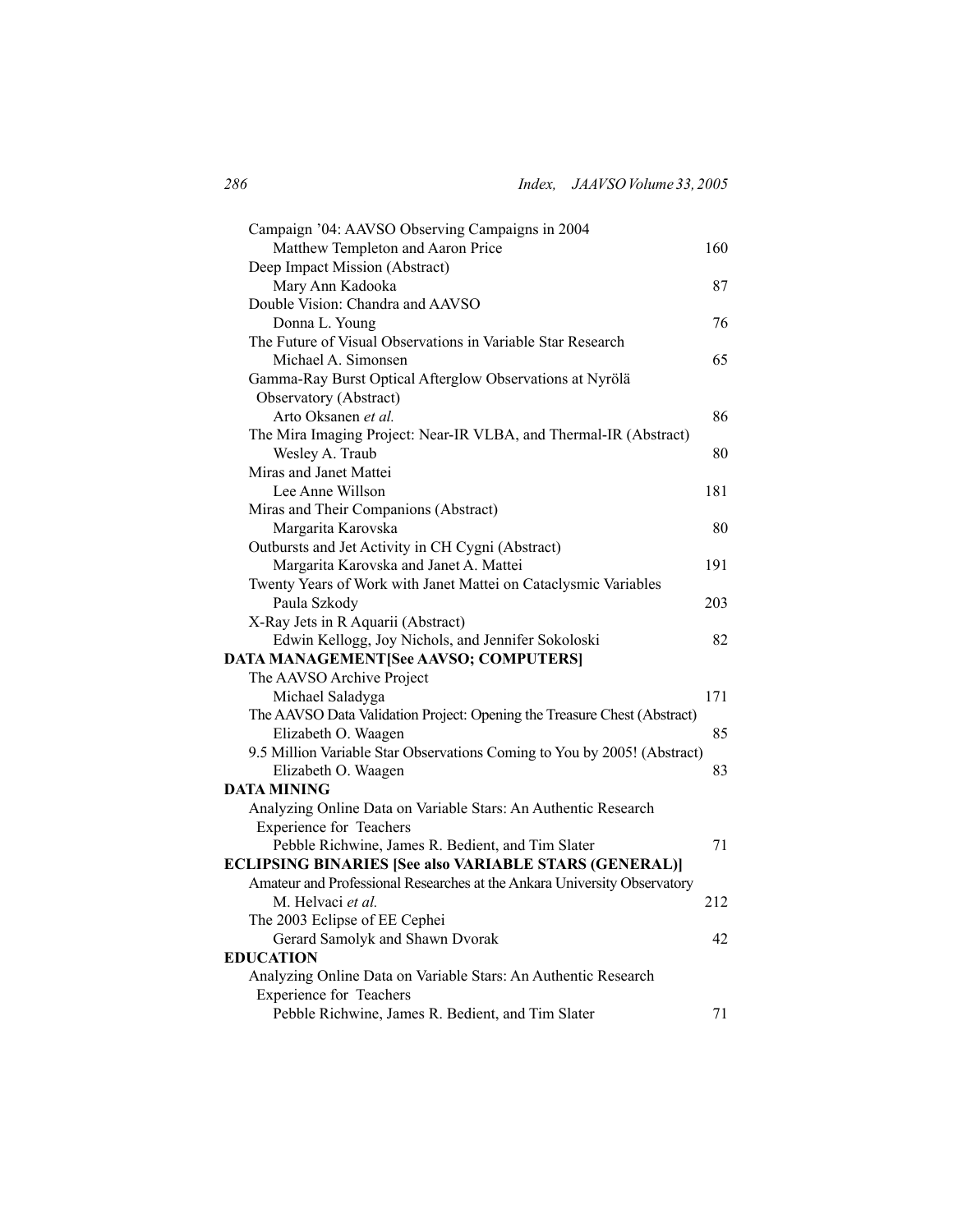Campaign ’04: AAVSO Observing Campaigns in 2004
Matthew Templeton and Aaron Price 160

Deep Impact Mission (Abstract)
Mary Ann Kadooka 87

Double Vision: Chandra and AAVSO
Donna L. Young 76

The Future of Visual Observations in Variable Star Research
Michael A. Simonsen 65

Gamma-Ray Burst Optical Afterglow Observations at Nyrölä Observatory (Abstract)
Arto Oksanen *et al.* 86

The Mira Imaging Project: Near-IR VLBA, and Thermal-IR (Abstract)
Wesley A. Traub 80

Miras and Janet Mattei
Lee Anne Willson 181

Miras and Their Companions (Abstract)
Margarita Karovska 80

Outbursts and Jet Activity in CH Cygni (Abstract)
Margarita Karovska and Janet A. Mattei 191

Twenty Years of Work with Janet Mattei on Cataclysmic Variables
Paula Szkody 203

X-Ray Jets in R Aquarii (Abstract)
Edwin Kellogg, Joy Nichols, and Jennifer Sokoloski 82

**DATA MANAGEMENT[See AAVSO; COMPUTERS]**

The AAVSO Archive Project
Michael Saladyga 171

The AAVSO Data Validation Project: Opening the Treasure Chest (Abstract)
Elizabeth O. Waagen 85

9.5 Million Variable Star Observations Coming to You by 2005! (Abstract)
Elizabeth O. Waagen 83

**DATA MINING**

Analyzing Online Data on Variable Stars: An Authentic Research Experience for Teachers
Pebble Richwine, James R. Bedient, and Tim Slater 71

**ECLIPSING BINARIES [See also VARIABLE STARS (GENERAL)]**

Amateur and Professional Researches at the Ankara University Observatory
M. Helvaci *et al.* 212

The 2003 Eclipse of EE Cephei
Gerard Samolyk and Shawn Dvorak 42

**EDUCATION**

Analyzing Online Data on Variable Stars: An Authentic Research Experience for Teachers
Pebble Richwine, James R. Bedient, and Tim Slater 71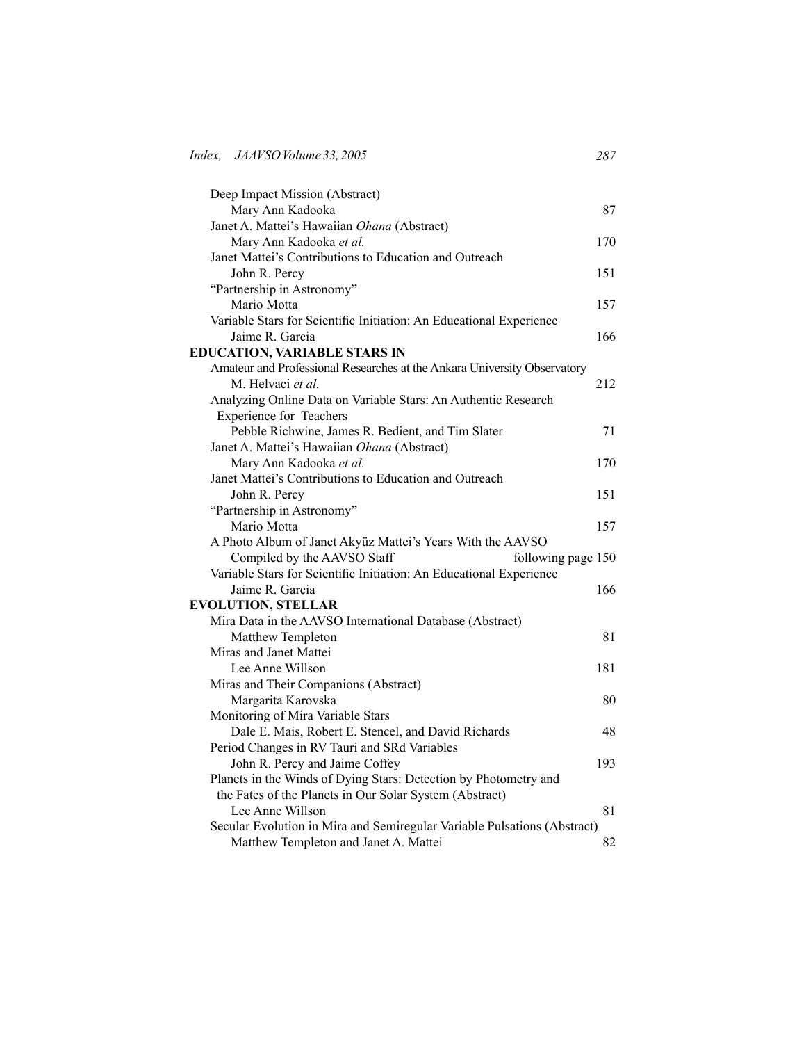Deep Impact Mission (Abstract)
Mary Ann Kadooka 87

Janet A. Mattei's Hawaiian *Ohana* (Abstract)
Mary Ann Kadooka *et al.* 170

Janet Mattei's Contributions to Education and Outreach
John R. Percy 151

"Partnership in Astronomy"
Mario Motta 157

Variable Stars for Scientific Initiation: An Educational Experience
Jaime R. Garcia 166

**EDUCATION, VARIABLE STARS IN**

Amateur and Professional Researches at the Ankara University Observatory
M. Helvaci *et al.* 212

Analyzing Online Data on Variable Stars: An Authentic Research Experience for Teachers
Pebble Richwine, James R. Bedient, and Tim Slater 71

Janet A. Mattei's Hawaiian *Ohana* (Abstract)
Mary Ann Kadooka *et al.* 170

Janet Mattei's Contributions to Education and Outreach
John R. Percy 151

"Partnership in Astronomy"
Mario Motta 157

A Photo Album of Janet Akyüz Mattei's Years With the AAVSO
Compiled by the AAVSO Staff following page 150

Variable Stars for Scientific Initiation: An Educational Experience
Jaime R. Garcia 166

**EVOLUTION, STELLAR**

Mira Data in the AAVSO International Database (Abstract)
Matthew Templeton 81

Miras and Janet Mattei
Lee Anne Willson 181

Miras and Their Companions (Abstract)
Margarita Karovska 80

Monitoring of Mira Variable Stars
Dale E. Mais, Robert E. Stencel, and David Richards 48

Period Changes in RV Tauri and SRd Variables
John R. Percy and Jaime Coffey 193

Planets in the Winds of Dying Stars: Detection by Photometry and the Fates of the Planets in Our Solar System (Abstract)
Lee Anne Willson 81

Secular Evolution in Mira and Semiregular Variable Pulsations (Abstract)
Matthew Templeton and Janet A. Mattei 82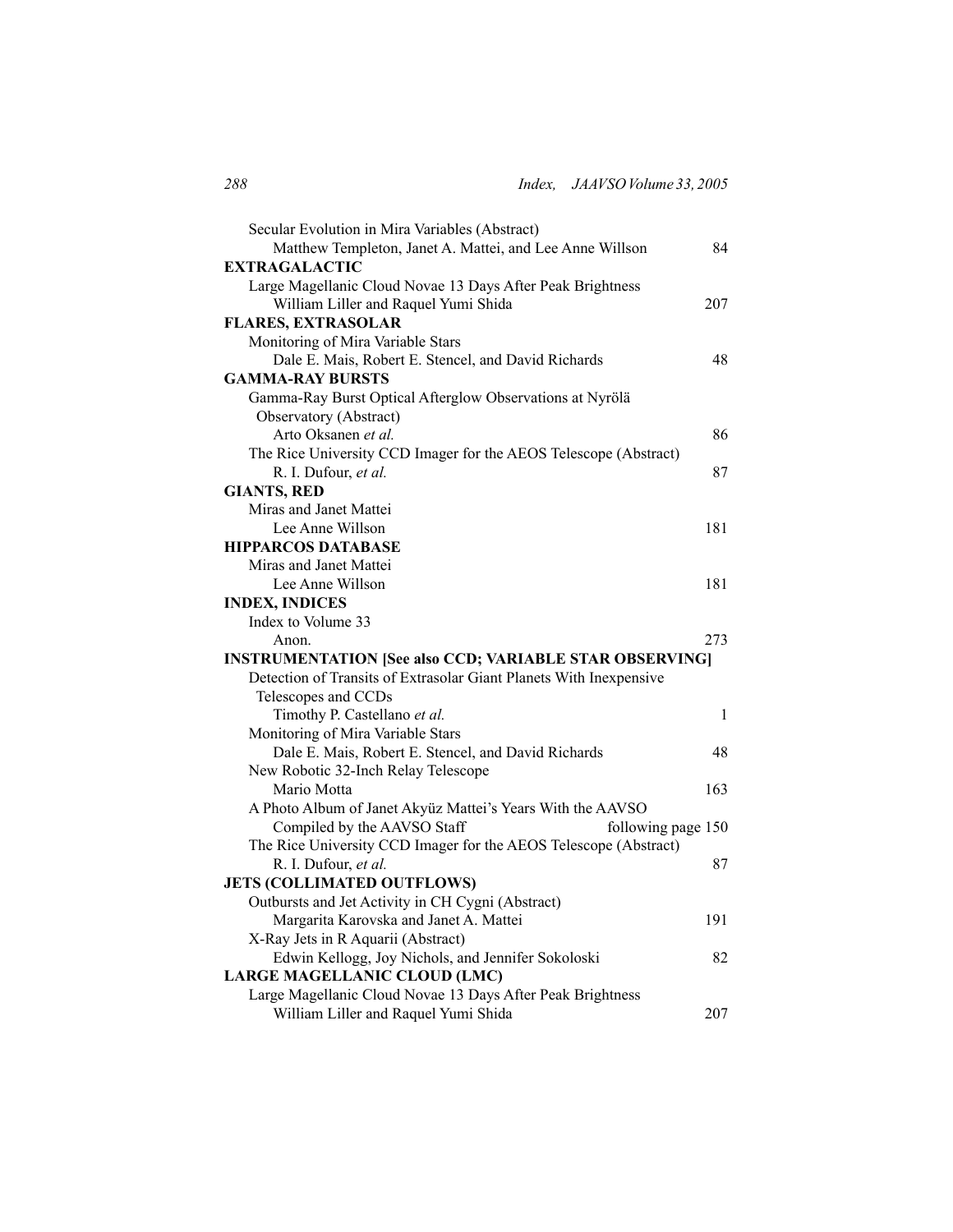Secular Evolution in Mira Variables (Abstract)
  Matthew Templeton, Janet A. Mattei, and Lee Anne Willson — 84

**EXTRAGALACTIC**

Large Magellanic Cloud Novae 13 Days After Peak Brightness
  William Liller and Raquel Yumi Shida — 207

**FLARES, EXTRASOLAR**

Monitoring of Mira Variable Stars
  Dale E. Mais, Robert E. Stencel, and David Richards — 48

**GAMMA-RAY BURSTS**

Gamma-Ray Burst Optical Afterglow Observations at Nyrölä Observatory (Abstract)
  Arto Oksanen *et al.* — 86

The Rice University CCD Imager for the AEOS Telescope (Abstract)
  R. I. Dufour, *et al.* — 87

**GIANTS, RED**

Miras and Janet Mattei
  Lee Anne Willson — 181

**HIPPARCOS DATABASE**

Miras and Janet Mattei
  Lee Anne Willson — 181

**INDEX, INDICES**

Index to Volume 33
  Anon. — 273

**INSTRUMENTATION [See also CCD; VARIABLE STAR OBSERVING]**

Detection of Transits of Extrasolar Giant Planets With Inexpensive Telescopes and CCDs
  Timothy P. Castellano *et al.* — 1

Monitoring of Mira Variable Stars
  Dale E. Mais, Robert E. Stencel, and David Richards — 48

New Robotic 32-Inch Relay Telescope
  Mario Motta — 163

A Photo Album of Janet Akyüz Mattei's Years With the AAVSO
  Compiled by the AAVSO Staff — following page 150

The Rice University CCD Imager for the AEOS Telescope (Abstract)
  R. I. Dufour, *et al.* — 87

**JETS (COLLIMATED OUTFLOWS)**

Outbursts and Jet Activity in CH Cygni (Abstract)
  Margarita Karovska and Janet A. Mattei — 191

X-Ray Jets in R Aquarii (Abstract)
  Edwin Kellogg, Joy Nichols, and Jennifer Sokoloski — 82

**LARGE MAGELLANIC CLOUD (LMC)**

Large Magellanic Cloud Novae 13 Days After Peak Brightness
  William Liller and Raquel Yumi Shida — 207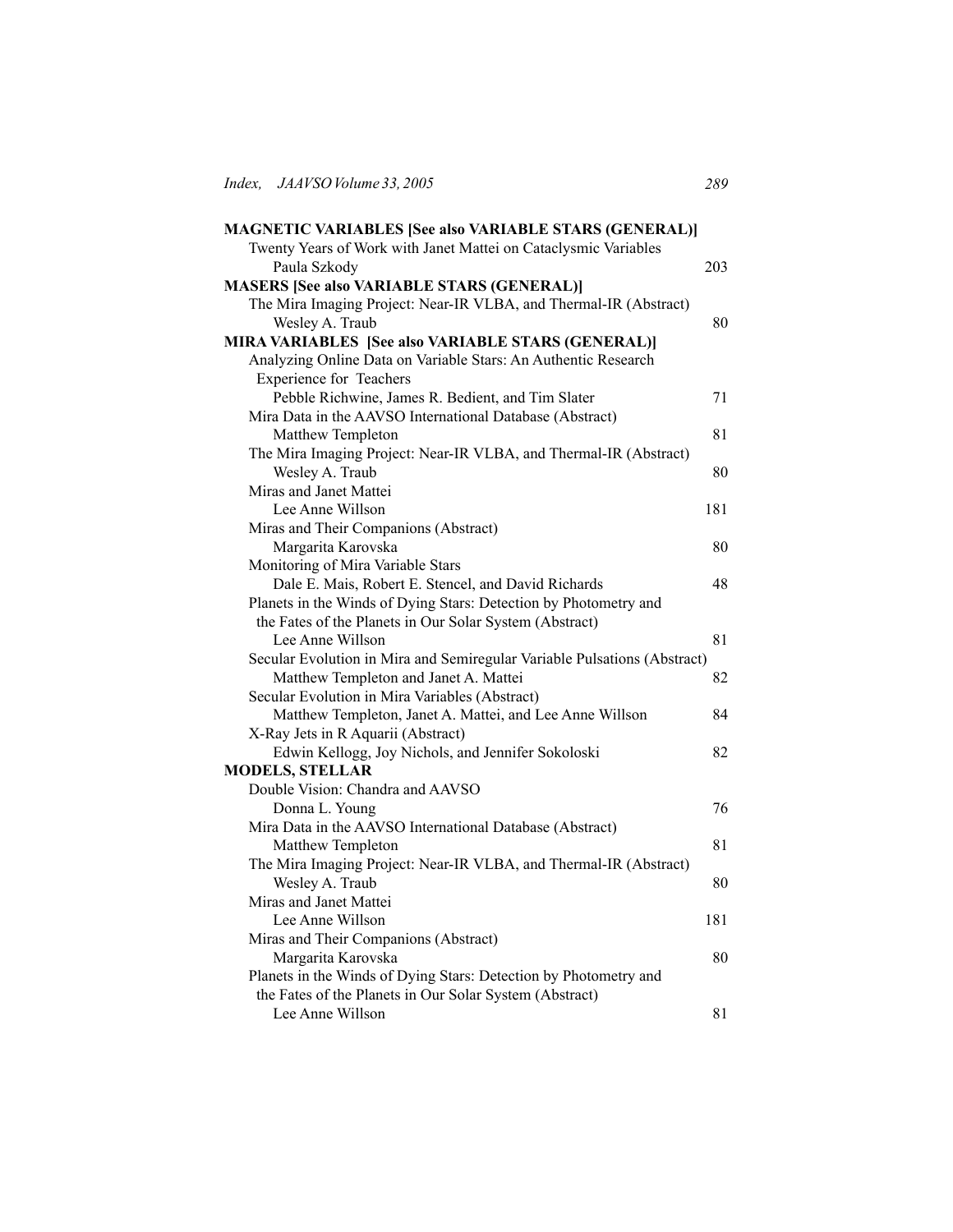**MAGNETIC VARIABLES [See also VARIABLE STARS (GENERAL)]**

Twenty Years of Work with Janet Mattei on Cataclysmic Variables
  Paula Szkody 203

**MASERS [See also VARIABLE STARS (GENERAL)]**

The Mira Imaging Project: Near-IR VLBA, and Thermal-IR (Abstract)
  Wesley A. Traub 80

**MIRA VARIABLES [See also VARIABLE STARS (GENERAL)]**

Analyzing Online Data on Variable Stars: An Authentic Research Experience for Teachers
  Pebble Richwine, James R. Bedient, and Tim Slater 71

Mira Data in the AAVSO International Database (Abstract)
  Matthew Templeton 81

The Mira Imaging Project: Near-IR VLBA, and Thermal-IR (Abstract)
  Wesley A. Traub 80

Miras and Janet Mattei
  Lee Anne Willson 181

Miras and Their Companions (Abstract)
  Margarita Karovska 80

Monitoring of Mira Variable Stars
  Dale E. Mais, Robert E. Stencel, and David Richards 48

Planets in the Winds of Dying Stars: Detection by Photometry and the Fates of the Planets in Our Solar System (Abstract)
  Lee Anne Willson 81

Secular Evolution in Mira and Semiregular Variable Pulsations (Abstract)
  Matthew Templeton and Janet A. Mattei 82

Secular Evolution in Mira Variables (Abstract)
  Matthew Templeton, Janet A. Mattei, and Lee Anne Willson 84

X-Ray Jets in R Aquarii (Abstract)
  Edwin Kellogg, Joy Nichols, and Jennifer Sokoloski 82

**MODELS, STELLAR**

Double Vision: Chandra and AAVSO
  Donna L. Young 76

Mira Data in the AAVSO International Database (Abstract)
  Matthew Templeton 81

The Mira Imaging Project: Near-IR VLBA, and Thermal-IR (Abstract)
  Wesley A. Traub 80

Miras and Janet Mattei
  Lee Anne Willson 181

Miras and Their Companions (Abstract)
  Margarita Karovska 80

Planets in the Winds of Dying Stars: Detection by Photometry and the Fates of the Planets in Our Solar System (Abstract)
  Lee Anne Willson 81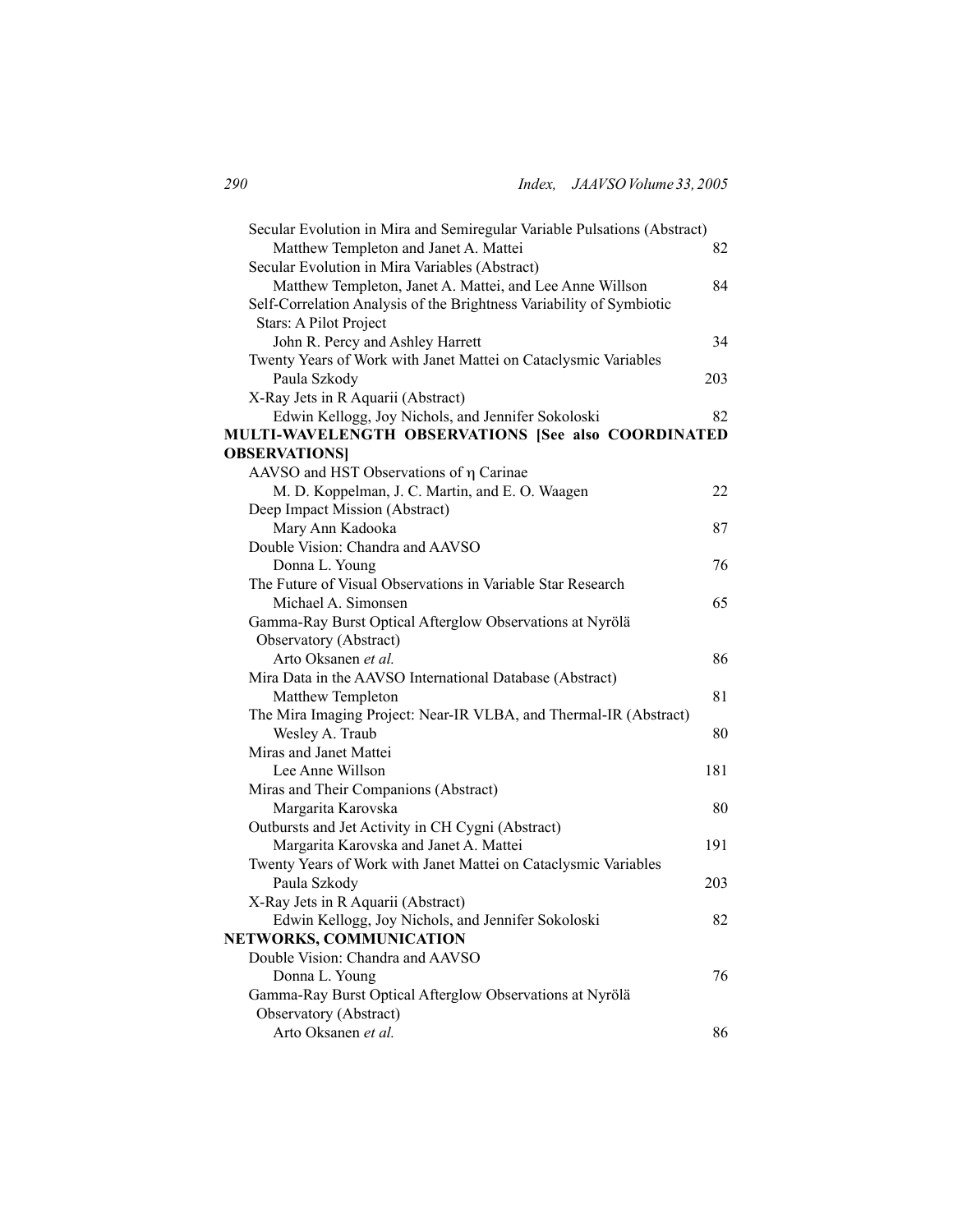Secular Evolution in Mira and Semiregular Variable Pulsations (Abstract)
  Matthew Templeton and Janet A. Mattei 82

Secular Evolution in Mira Variables (Abstract)
  Matthew Templeton, Janet A. Mattei, and Lee Anne Willson 84

Self-Correlation Analysis of the Brightness Variability of Symbiotic Stars: A Pilot Project
  John R. Percy and Ashley Harrett 34

Twenty Years of Work with Janet Mattei on Cataclysmic Variables
  Paula Szkody 203

X-Ray Jets in R Aquarii (Abstract)
  Edwin Kellogg, Joy Nichols, and Jennifer Sokoloski 82

**MULTI-WAVELENGTH OBSERVATIONS [See also COORDINATED OBSERVATIONS]**

AAVSO and HST Observations of η Carinae
  M. D. Koppelman, J. C. Martin, and E. O. Waagen 22

Deep Impact Mission (Abstract)
  Mary Ann Kadooka 87

Double Vision: Chandra and AAVSO
  Donna L. Young 76

The Future of Visual Observations in Variable Star Research
  Michael A. Simonsen 65

Gamma-Ray Burst Optical Afterglow Observations at Nyrölä Observatory (Abstract)
  Arto Oksanen *et al.* 86

Mira Data in the AAVSO International Database (Abstract)
  Matthew Templeton 81

The Mira Imaging Project: Near-IR VLBA, and Thermal-IR (Abstract)
  Wesley A. Traub 80

Miras and Janet Mattei
  Lee Anne Willson 181

Miras and Their Companions (Abstract)
  Margarita Karovska 80

Outbursts and Jet Activity in CH Cygni (Abstract)
  Margarita Karovska and Janet A. Mattei 191

Twenty Years of Work with Janet Mattei on Cataclysmic Variables
  Paula Szkody 203

X-Ray Jets in R Aquarii (Abstract)
  Edwin Kellogg, Joy Nichols, and Jennifer Sokoloski 82

**NETWORKS, COMMUNICATION**

Double Vision: Chandra and AAVSO
  Donna L. Young 76

Gamma-Ray Burst Optical Afterglow Observations at Nyrölä Observatory (Abstract)
  Arto Oksanen *et al.* 86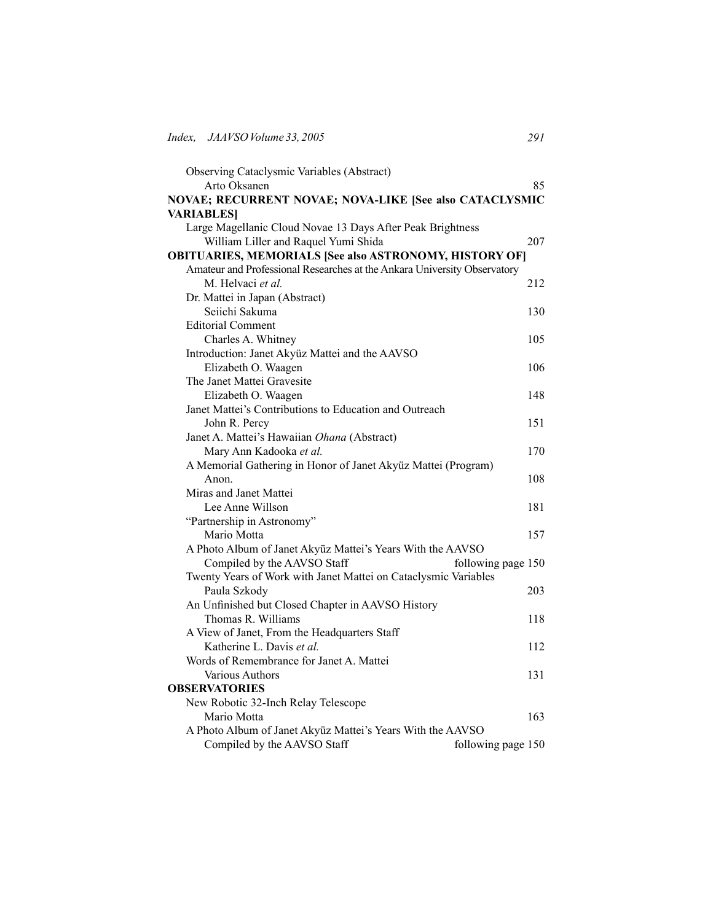Observing Cataclysmic Variables (Abstract)
Arto Oksanen 85

**NOVAE; RECURRENT NOVAE; NOVA-LIKE [See also CATACLYSMIC VARIABLES]**

Large Magellanic Cloud Novae 13 Days After Peak Brightness
William Liller and Raquel Yumi Shida 207

**OBITUARIES, MEMORIALS [See also ASTRONOMY, HISTORY OF]**

Amateur and Professional Researches at the Ankara University Observatory
M. Helvaci *et al.* 212

Dr. Mattei in Japan (Abstract)
Seiichi Sakuma 130

Editorial Comment
Charles A. Whitney 105

Introduction: Janet Akyüz Mattei and the AAVSO
Elizabeth O. Waagen 106

The Janet Mattei Gravesite
Elizabeth O. Waagen 148

Janet Mattei's Contributions to Education and Outreach
John R. Percy 151

Janet A. Mattei's Hawaiian *Ohana* (Abstract)
Mary Ann Kadooka *et al.* 170

A Memorial Gathering in Honor of Janet Akyüz Mattei (Program)
Anon. 108

Miras and Janet Mattei
Lee Anne Willson 181

"Partnership in Astronomy"
Mario Motta 157

A Photo Album of Janet Akyüz Mattei's Years With the AAVSO
Compiled by the AAVSO Staff following page 150

Twenty Years of Work with Janet Mattei on Cataclysmic Variables
Paula Szkody 203

An Unfinished but Closed Chapter in AAVSO History
Thomas R. Williams 118

A View of Janet, From the Headquarters Staff
Katherine L. Davis *et al.* 112

Words of Remembrance for Janet A. Mattei
Various Authors 131

**OBSERVATORIES**

New Robotic 32-Inch Relay Telescope
Mario Motta 163

A Photo Album of Janet Akyüz Mattei's Years With the AAVSO
Compiled by the AAVSO Staff following page 150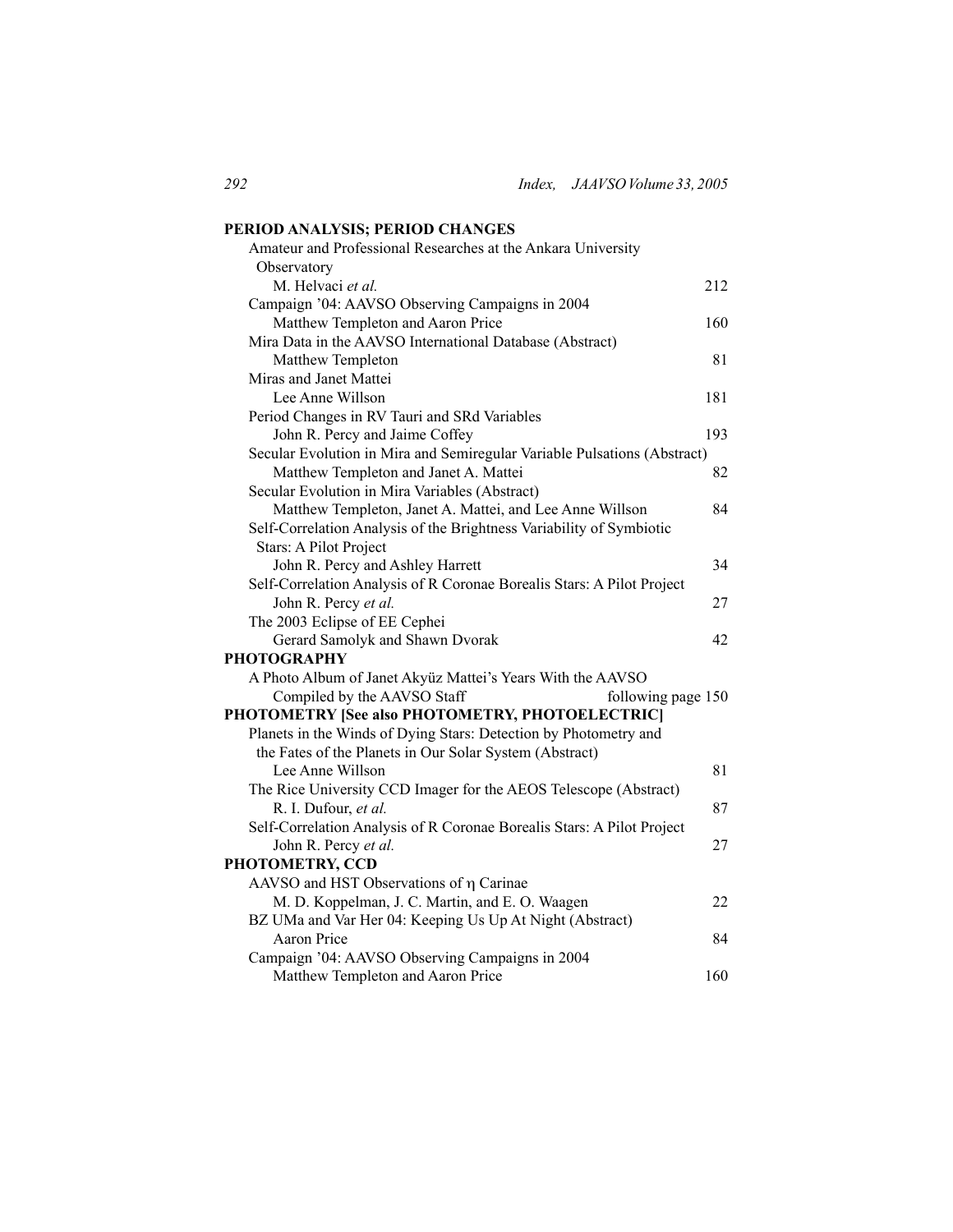**PERIOD ANALYSIS; PERIOD CHANGES**

Amateur and Professional Researches at the Ankara University Observatory
M. Helvaci *et al.* 212

Campaign '04: AAVSO Observing Campaigns in 2004
Matthew Templeton and Aaron Price 160

Mira Data in the AAVSO International Database (Abstract)
Matthew Templeton 81

Miras and Janet Mattei
Lee Anne Willson 181

Period Changes in RV Tauri and SRd Variables
John R. Percy and Jaime Coffey 193

Secular Evolution in Mira and Semiregular Variable Pulsations (Abstract)
Matthew Templeton and Janet A. Mattei 82

Secular Evolution in Mira Variables (Abstract)
Matthew Templeton, Janet A. Mattei, and Lee Anne Willson 84

Self-Correlation Analysis of the Brightness Variability of Symbiotic Stars: A Pilot Project
John R. Percy and Ashley Harrett 34

Self-Correlation Analysis of R Coronae Borealis Stars: A Pilot Project
John R. Percy *et al.* 27

The 2003 Eclipse of EE Cephei
Gerard Samolyk and Shawn Dvorak 42

**PHOTOGRAPHY**

A Photo Album of Janet Akyüz Mattei's Years With the AAVSO
Compiled by the AAVSO Staff following page 150

**PHOTOMETRY [See also PHOTOMETRY, PHOTOELECTRIC]**

Planets in the Winds of Dying Stars: Detection by Photometry and the Fates of the Planets in Our Solar System (Abstract)
Lee Anne Willson 81

The Rice University CCD Imager for the AEOS Telescope (Abstract)
R. I. Dufour, *et al.* 87

Self-Correlation Analysis of R Coronae Borealis Stars: A Pilot Project
John R. Percy *et al.* 27

**PHOTOMETRY, CCD**

AAVSO and HST Observations of η Carinae
M. D. Koppelman, J. C. Martin, and E. O. Waagen 22

BZ UMa and Var Her 04: Keeping Us Up At Night (Abstract)
Aaron Price 84

Campaign '04: AAVSO Observing Campaigns in 2004
Matthew Templeton and Aaron Price 160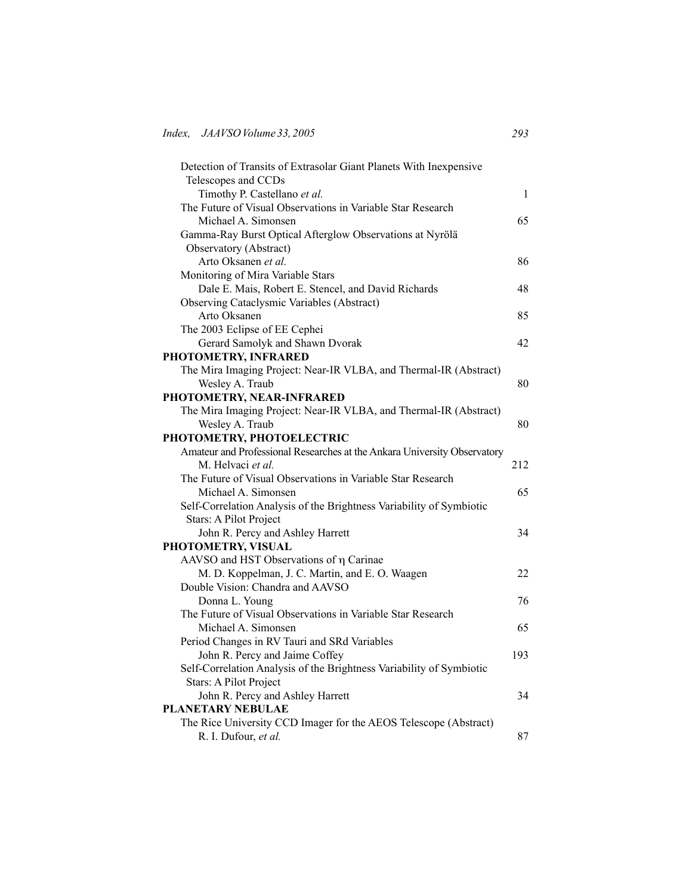Detection of Transits of Extrasolar Giant Planets With Inexpensive Telescopes and CCDs
Timothy P. Castellano *et al.* 1

The Future of Visual Observations in Variable Star Research
Michael A. Simonsen 65

Gamma-Ray Burst Optical Afterglow Observations at Nyrölä Observatory (Abstract)
Arto Oksanen *et al.* 86

Monitoring of Mira Variable Stars
Dale E. Mais, Robert E. Stencel, and David Richards 48

Observing Cataclysmic Variables (Abstract)
Arto Oksanen 85

The 2003 Eclipse of EE Cephei
Gerard Samolyk and Shawn Dvorak 42

**PHOTOMETRY, INFRARED**

The Mira Imaging Project: Near-IR VLBA, and Thermal-IR (Abstract)
Wesley A. Traub 80

**PHOTOMETRY, NEAR-INFRARED**

The Mira Imaging Project: Near-IR VLBA, and Thermal-IR (Abstract)
Wesley A. Traub 80

**PHOTOMETRY, PHOTOELECTRIC**

Amateur and Professional Researches at the Ankara University Observatory
M. Helvaci *et al.* 212

The Future of Visual Observations in Variable Star Research
Michael A. Simonsen 65

Self-Correlation Analysis of the Brightness Variability of Symbiotic Stars: A Pilot Project
John R. Percy and Ashley Harrett 34

**PHOTOMETRY, VISUAL**

AAVSO and HST Observations of η Carinae
M. D. Koppelman, J. C. Martin, and E. O. Waagen 22

Double Vision: Chandra and AAVSO
Donna L. Young 76

The Future of Visual Observations in Variable Star Research
Michael A. Simonsen 65

Period Changes in RV Tauri and SRd Variables
John R. Percy and Jaime Coffey 193

Self-Correlation Analysis of the Brightness Variability of Symbiotic Stars: A Pilot Project
John R. Percy and Ashley Harrett 34

**PLANETARY NEBULAE**

The Rice University CCD Imager for the AEOS Telescope (Abstract)
R. I. Dufour, *et al.* 87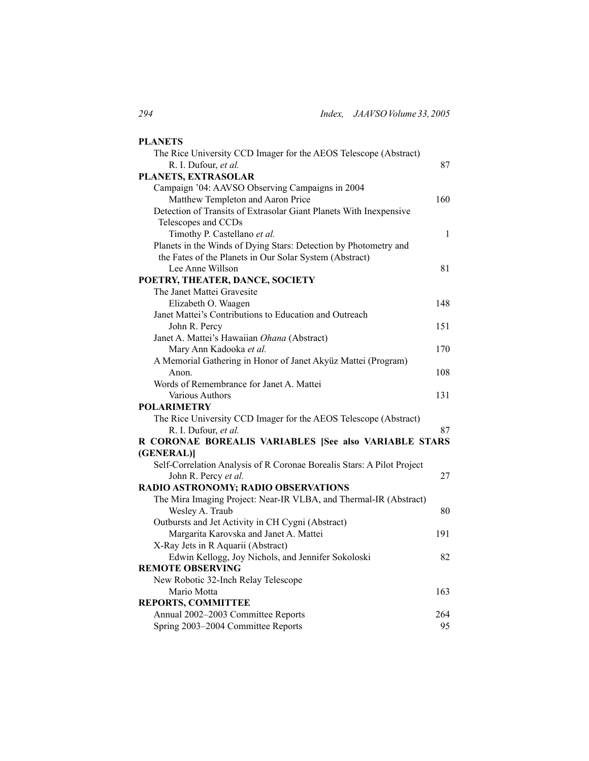**PLANETS**

The Rice University CCD Imager for the AEOS Telescope (Abstract)
R. I. Dufour, *et al.* 87

**PLANETS, EXTRASOLAR**

Campaign '04: AAVSO Observing Campaigns in 2004
Matthew Templeton and Aaron Price 160

Detection of Transits of Extrasolar Giant Planets With Inexpensive Telescopes and CCDs
Timothy P. Castellano *et al.* 1

Planets in the Winds of Dying Stars: Detection by Photometry and the Fates of the Planets in Our Solar System (Abstract)
Lee Anne Willson 81

**POETRY, THEATER, DANCE, SOCIETY**

The Janet Mattei Gravesite
Elizabeth O. Waagen 148

Janet Mattei's Contributions to Education and Outreach
John R. Percy 151

Janet A. Mattei's Hawaiian *Ohana* (Abstract)
Mary Ann Kadooka *et al.* 170

A Memorial Gathering in Honor of Janet Akyüz Mattei (Program)
Anon. 108

Words of Remembrance for Janet A. Mattei
Various Authors 131

**POLARIMETRY**

The Rice University CCD Imager for the AEOS Telescope (Abstract)
R. I. Dufour, *et al.* 87

**R CORONAE BOREALIS VARIABLES [See also VARIABLE STARS (GENERAL)]**

Self-Correlation Analysis of R Coronae Borealis Stars: A Pilot Project
John R. Percy *et al.* 27

**RADIO ASTRONOMY; RADIO OBSERVATIONS**

The Mira Imaging Project: Near-IR VLBA, and Thermal-IR (Abstract)
Wesley A. Traub 80

Outbursts and Jet Activity in CH Cygni (Abstract)
Margarita Karovska and Janet A. Mattei 191

X-Ray Jets in R Aquarii (Abstract)
Edwin Kellogg, Joy Nichols, and Jennifer Sokoloski 82

**REMOTE OBSERVING**

New Robotic 32-Inch Relay Telescope
Mario Motta 163

**REPORTS, COMMITTEE**

Annual 2002–2003 Committee Reports 264

Spring 2003–2004 Committee Reports 95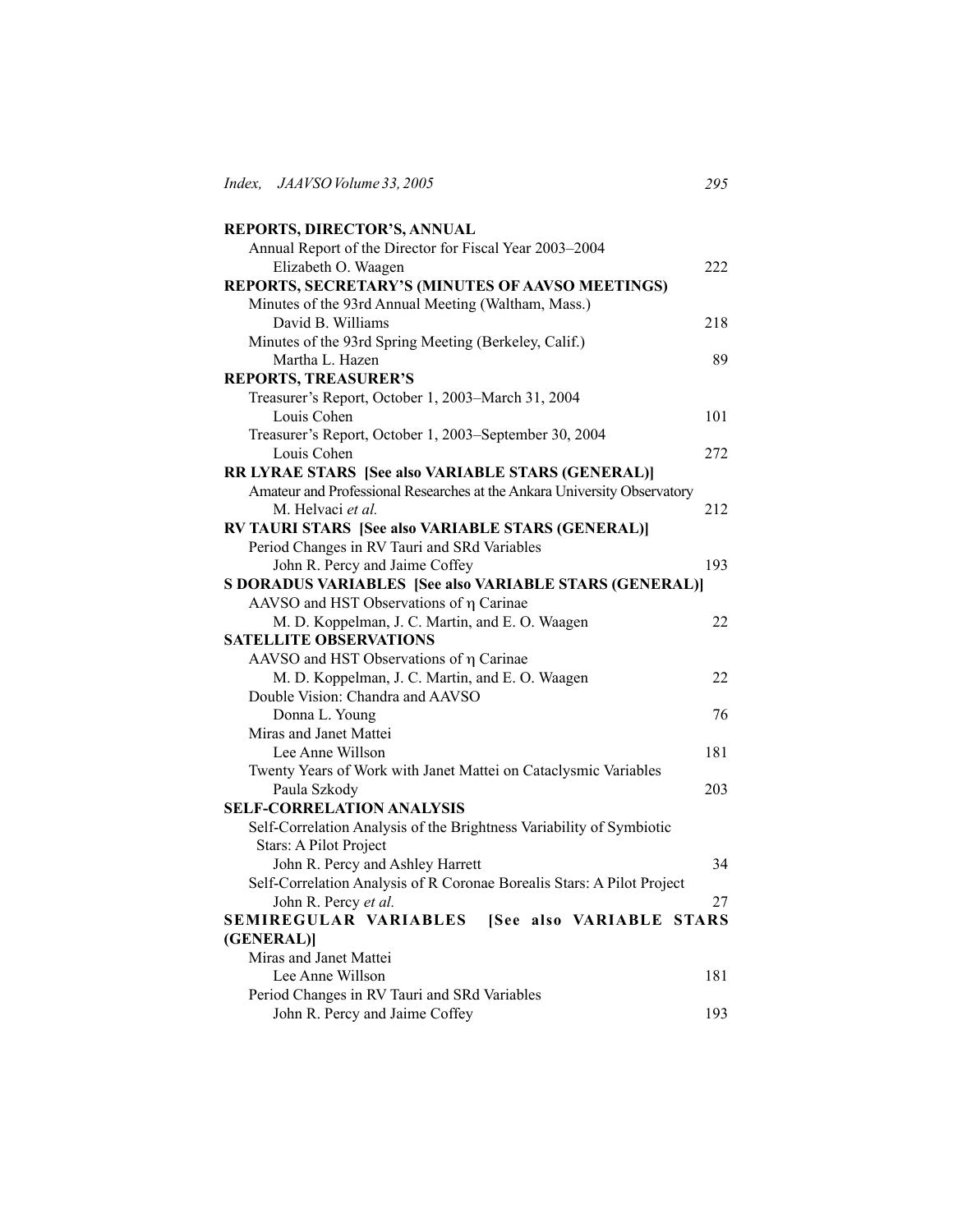**REPORTS, DIRECTOR'S, ANNUAL**

Annual Report of the Director for Fiscal Year 2003–2004
Elizabeth O. Waagen 222

**REPORTS, SECRETARY'S (MINUTES OF AAVSO MEETINGS)**

Minutes of the 93rd Annual Meeting (Waltham, Mass.)
David B. Williams 218

Minutes of the 93rd Spring Meeting (Berkeley, Calif.)
Martha L. Hazen 89

**REPORTS, TREASURER'S**

Treasurer's Report, October 1, 2003–March 31, 2004
Louis Cohen 101

Treasurer's Report, October 1, 2003–September 30, 2004
Louis Cohen 272

**RR LYRAE STARS [See also VARIABLE STARS (GENERAL)]**

Amateur and Professional Researches at the Ankara University Observatory
M. Helvaci *et al.* 212

**RV TAURI STARS [See also VARIABLE STARS (GENERAL)]**

Period Changes in RV Tauri and SRd Variables
John R. Percy and Jaime Coffey 193

**S DORADUS VARIABLES [See also VARIABLE STARS (GENERAL)]**

AAVSO and HST Observations of η Carinae
M. D. Koppelman, J. C. Martin, and E. O. Waagen 22

**SATELLITE OBSERVATIONS**

AAVSO and HST Observations of η Carinae
M. D. Koppelman, J. C. Martin, and E. O. Waagen 22

Double Vision: Chandra and AAVSO
Donna L. Young 76

Miras and Janet Mattei
Lee Anne Willson 181

Twenty Years of Work with Janet Mattei on Cataclysmic Variables
Paula Szkody 203

**SELF-CORRELATION ANALYSIS**

Self-Correlation Analysis of the Brightness Variability of Symbiotic Stars: A Pilot Project
John R. Percy and Ashley Harrett 34

Self-Correlation Analysis of R Coronae Borealis Stars: A Pilot Project
John R. Percy *et al.* 27

**SEMIREGULAR VARIABLES [See also VARIABLE STARS (GENERAL)]**

Miras and Janet Mattei
Lee Anne Willson 181

Period Changes in RV Tauri and SRd Variables
John R. Percy and Jaime Coffey 193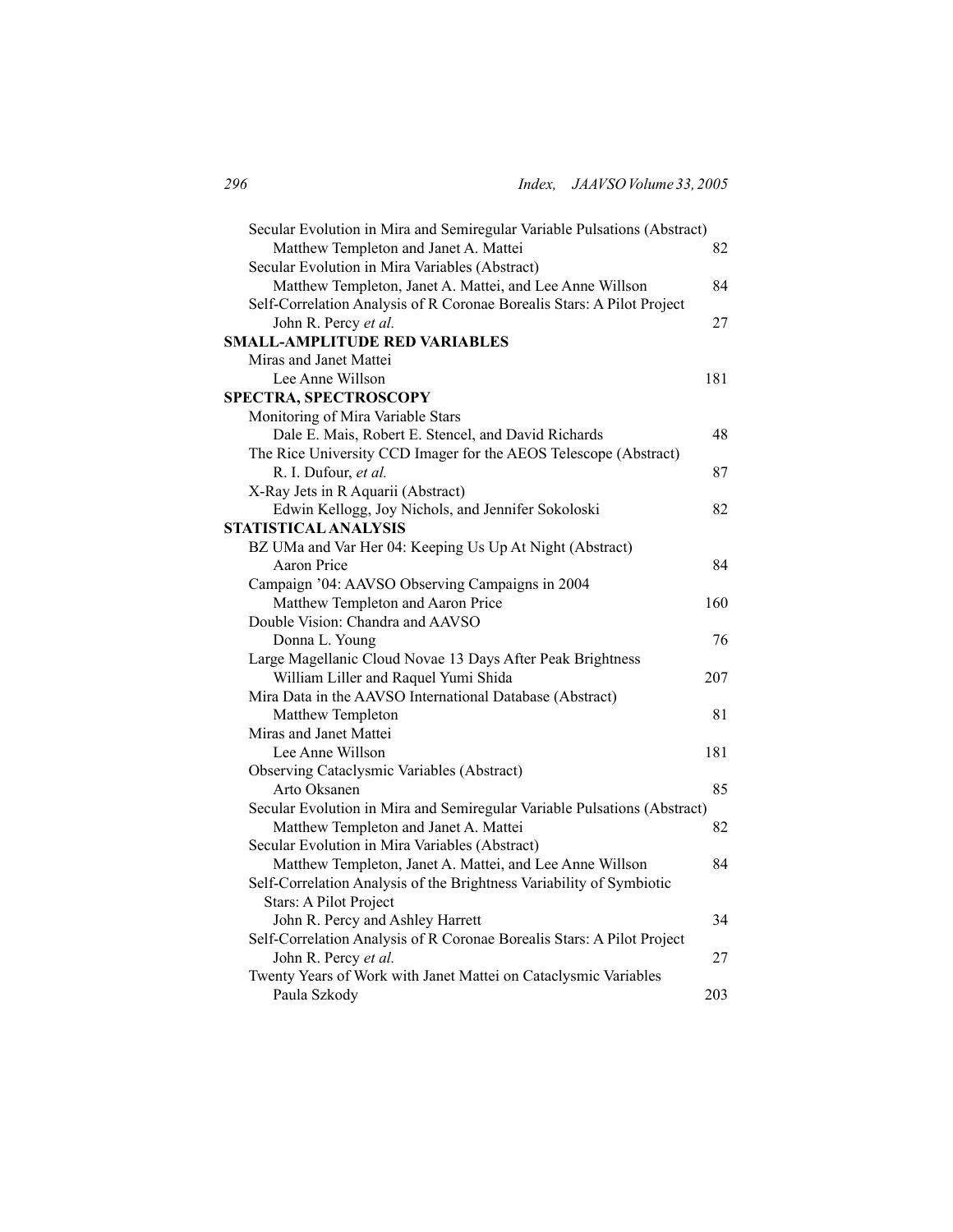Secular Evolution in Mira and Semiregular Variable Pulsations (Abstract)
    Matthew Templeton and Janet A. Mattei 82

Secular Evolution in Mira Variables (Abstract)
    Matthew Templeton, Janet A. Mattei, and Lee Anne Willson 84

Self-Correlation Analysis of R Coronae Borealis Stars: A Pilot Project
    John R. Percy *et al.* 27

**SMALL-AMPLITUDE RED VARIABLES**

Miras and Janet Mattei
    Lee Anne Willson 181

**SPECTRA, SPECTROSCOPY**

Monitoring of Mira Variable Stars
    Dale E. Mais, Robert E. Stencel, and David Richards 48

The Rice University CCD Imager for the AEOS Telescope (Abstract)
    R. I. Dufour, *et al.* 87

X-Ray Jets in R Aquarii (Abstract)
    Edwin Kellogg, Joy Nichols, and Jennifer Sokoloski 82

**STATISTICAL ANALYSIS**

BZ UMa and Var Her 04: Keeping Us Up At Night (Abstract)
    Aaron Price 84

Campaign '04: AAVSO Observing Campaigns in 2004
    Matthew Templeton and Aaron Price 160

Double Vision: Chandra and AAVSO
    Donna L. Young 76

Large Magellanic Cloud Novae 13 Days After Peak Brightness
    William Liller and Raquel Yumi Shida 207

Mira Data in the AAVSO International Database (Abstract)
    Matthew Templeton 81

Miras and Janet Mattei
    Lee Anne Willson 181

Observing Cataclysmic Variables (Abstract)
    Arto Oksanen 85

Secular Evolution in Mira and Semiregular Variable Pulsations (Abstract)
    Matthew Templeton and Janet A. Mattei 82

Secular Evolution in Mira Variables (Abstract)
    Matthew Templeton, Janet A. Mattei, and Lee Anne Willson 84

Self-Correlation Analysis of the Brightness Variability of Symbiotic Stars: A Pilot Project
    John R. Percy and Ashley Harrett 34

Self-Correlation Analysis of R Coronae Borealis Stars: A Pilot Project
    John R. Percy *et al.* 27

Twenty Years of Work with Janet Mattei on Cataclysmic Variables
    Paula Szkody 203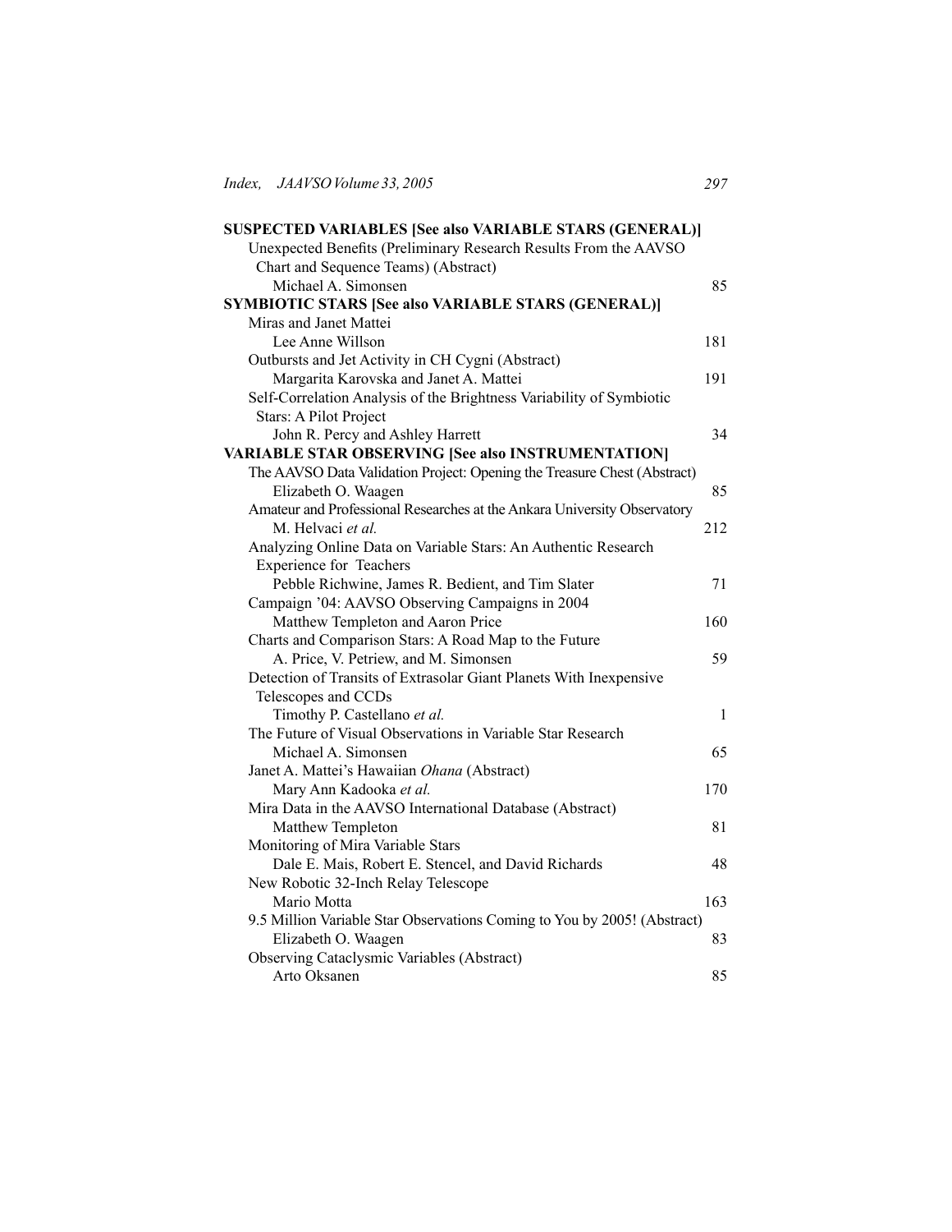**SUSPECTED VARIABLES [See also VARIABLE STARS (GENERAL)]**

Unexpected Benefits (Preliminary Research Results From the AAVSO Chart and Sequence Teams) (Abstract)
Michael A. Simonsen 85

**SYMBIOTIC STARS [See also VARIABLE STARS (GENERAL)]**

Miras and Janet Mattei
Lee Anne Willson 181

Outbursts and Jet Activity in CH Cygni (Abstract)
Margarita Karovska and Janet A. Mattei 191

Self-Correlation Analysis of the Brightness Variability of Symbiotic Stars: A Pilot Project
John R. Percy and Ashley Harrett 34

**VARIABLE STAR OBSERVING [See also INSTRUMENTATION]**

The AAVSO Data Validation Project: Opening the Treasure Chest (Abstract)
Elizabeth O. Waagen 85

Amateur and Professional Researches at the Ankara University Observatory
M. Helvaci *et al.* 212

Analyzing Online Data on Variable Stars: An Authentic Research Experience for Teachers
Pebble Richwine, James R. Bedient, and Tim Slater 71

Campaign '04: AAVSO Observing Campaigns in 2004
Matthew Templeton and Aaron Price 160

Charts and Comparison Stars: A Road Map to the Future
A. Price, V. Petriew, and M. Simonsen 59

Detection of Transits of Extrasolar Giant Planets With Inexpensive Telescopes and CCDs
Timothy P. Castellano *et al.* 1

The Future of Visual Observations in Variable Star Research
Michael A. Simonsen 65

Janet A. Mattei's Hawaiian *Ohana* (Abstract)
Mary Ann Kadooka *et al.* 170

Mira Data in the AAVSO International Database (Abstract)
Matthew Templeton 81

Monitoring of Mira Variable Stars
Dale E. Mais, Robert E. Stencel, and David Richards 48

New Robotic 32-Inch Relay Telescope
Mario Motta 163

9.5 Million Variable Star Observations Coming to You by 2005! (Abstract)
Elizabeth O. Waagen 83

Observing Cataclysmic Variables (Abstract)
Arto Oksanen 85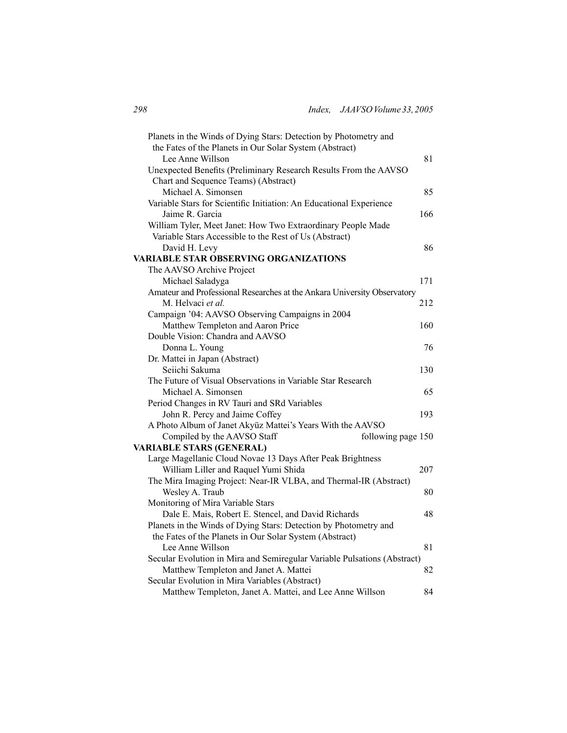Planets in the Winds of Dying Stars: Detection by Photometry and the Fates of the Planets in Our Solar System (Abstract)
  Lee Anne Willson — 81

Unexpected Benefits (Preliminary Research Results From the AAVSO Chart and Sequence Teams) (Abstract)
  Michael A. Simonsen — 85

Variable Stars for Scientific Initiation: An Educational Experience
  Jaime R. Garcia — 166

William Tyler, Meet Janet: How Two Extraordinary People Made Variable Stars Accessible to the Rest of Us (Abstract)
  David H. Levy — 86

**VARIABLE STAR OBSERVING ORGANIZATIONS**

The AAVSO Archive Project
  Michael Saladyga — 171

Amateur and Professional Researches at the Ankara University Observatory
  M. Helvaci *et al.* — 212

Campaign '04: AAVSO Observing Campaigns in 2004
  Matthew Templeton and Aaron Price — 160

Double Vision: Chandra and AAVSO
  Donna L. Young — 76

Dr. Mattei in Japan (Abstract)
  Seiichi Sakuma — 130

The Future of Visual Observations in Variable Star Research
  Michael A. Simonsen — 65

Period Changes in RV Tauri and SRd Variables
  John R. Percy and Jaime Coffey — 193

A Photo Album of Janet Akyüz Mattei's Years With the AAVSO
  Compiled by the AAVSO Staff — following page 150

**VARIABLE STARS (GENERAL)**

Large Magellanic Cloud Novae 13 Days After Peak Brightness
  William Liller and Raquel Yumi Shida — 207

The Mira Imaging Project: Near-IR VLBA, and Thermal-IR (Abstract)
  Wesley A. Traub — 80

Monitoring of Mira Variable Stars
  Dale E. Mais, Robert E. Stencel, and David Richards — 48

Planets in the Winds of Dying Stars: Detection by Photometry and the Fates of the Planets in Our Solar System (Abstract)
  Lee Anne Willson — 81

Secular Evolution in Mira and Semiregular Variable Pulsations (Abstract)
  Matthew Templeton and Janet A. Mattei — 82

Secular Evolution in Mira Variables (Abstract)
  Matthew Templeton, Janet A. Mattei, and Lee Anne Willson — 84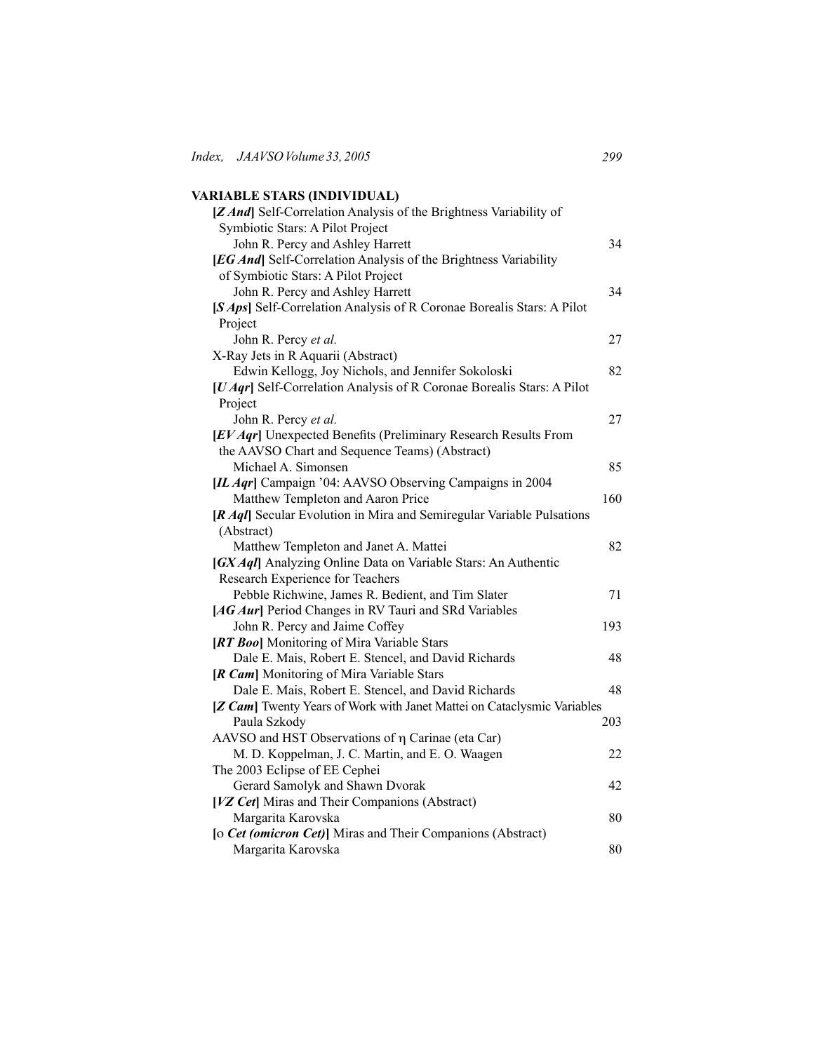## VARIABLE STARS (INDIVIDUAL)

**[*Z And*]** Self-Correlation Analysis of the Brightness Variability of Symbiotic Stars: A Pilot Project
John R. Percy and Ashley Harrett — 34

**[*EG And*]** Self-Correlation Analysis of the Brightness Variability of Symbiotic Stars: A Pilot Project
John R. Percy and Ashley Harrett — 34

**[*S Aps*]** Self-Correlation Analysis of R Coronae Borealis Stars: A Pilot Project
John R. Percy *et al.* — 27

X-Ray Jets in R Aquarii (Abstract)
Edwin Kellogg, Joy Nichols, and Jennifer Sokoloski — 82

**[*U Aqr*]** Self-Correlation Analysis of R Coronae Borealis Stars: A Pilot Project
John R. Percy *et al.* — 27

**[*EV Aqr*]** Unexpected Benefits (Preliminary Research Results From the AAVSO Chart and Sequence Teams) (Abstract)
Michael A. Simonsen — 85

**[*IL Aqr*]** Campaign '04: AAVSO Observing Campaigns in 2004
Matthew Templeton and Aaron Price — 160

**[*R Aql*]** Secular Evolution in Mira and Semiregular Variable Pulsations (Abstract)
Matthew Templeton and Janet A. Mattei — 82

**[*GX Aql*]** Analyzing Online Data on Variable Stars: An Authentic Research Experience for Teachers
Pebble Richwine, James R. Bedient, and Tim Slater — 71

**[*AG Aur*]** Period Changes in RV Tauri and SRd Variables
John R. Percy and Jaime Coffey — 193

**[*RT Boo*]** Monitoring of Mira Variable Stars
Dale E. Mais, Robert E. Stencel, and David Richards — 48

**[*R Cam*]** Monitoring of Mira Variable Stars
Dale E. Mais, Robert E. Stencel, and David Richards — 48

**[*Z Cam*]** Twenty Years of Work with Janet Mattei on Cataclysmic Variables
Paula Szkody — 203

AAVSO and HST Observations of η Carinae (eta Car)
M. D. Koppelman, J. C. Martin, and E. O. Waagen — 22

The 2003 Eclipse of EE Cephei
Gerard Samolyk and Shawn Dvorak — 42

**[*VZ Cet*]** Miras and Their Companions (Abstract)
Margarita Karovska — 80

**[ο *Cet (omicron Cet)*]** Miras and Their Companions (Abstract)
Margarita Karovska — 80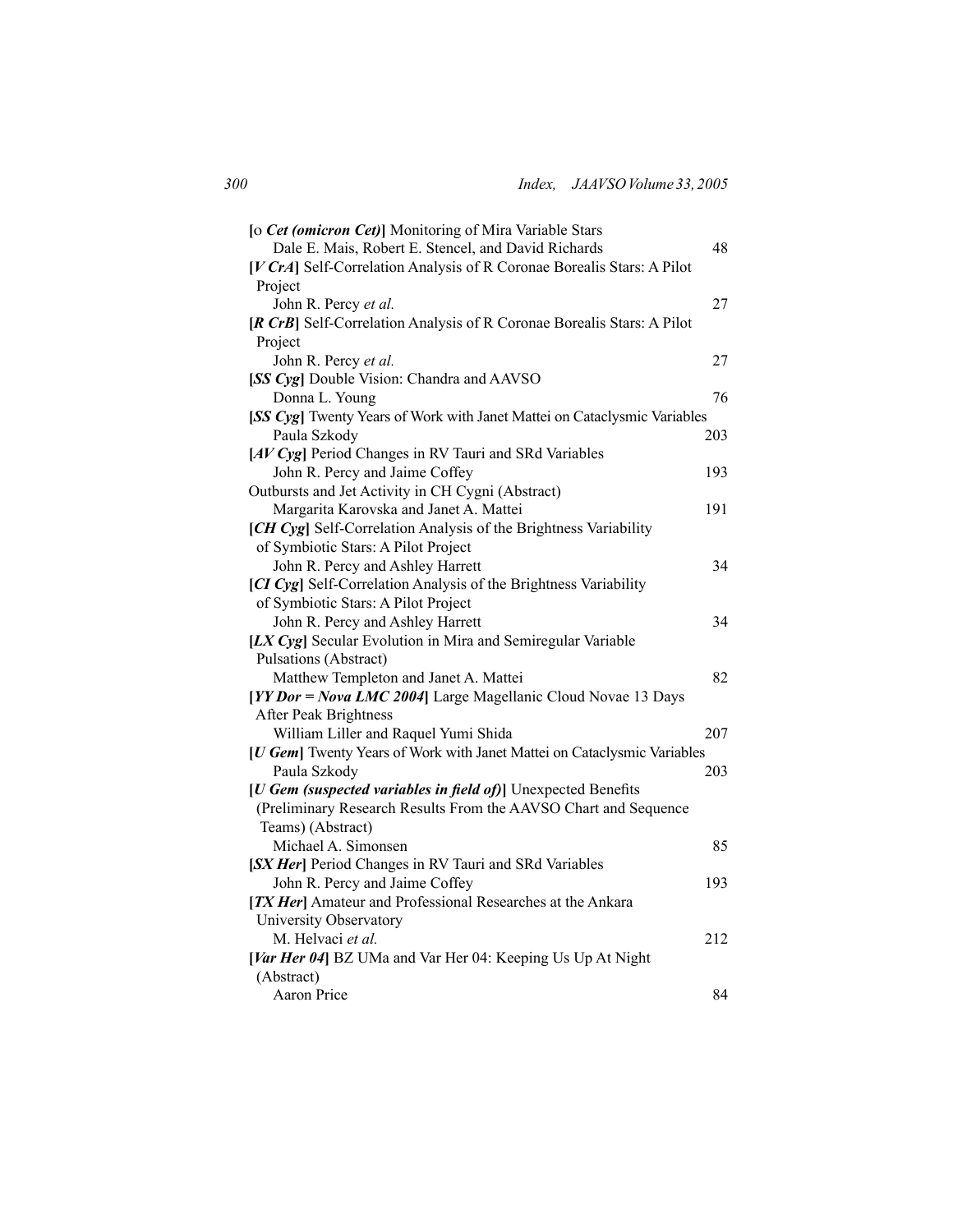**[ο *Cet (omicron Cet)*]** Monitoring of Mira Variable Stars
Dale E. Mais, Robert E. Stencel, and David Richards 48

**[*V CrA*]** Self-Correlation Analysis of R Coronae Borealis Stars: A Pilot Project
John R. Percy *et al.* 27

**[*R CrB*]** Self-Correlation Analysis of R Coronae Borealis Stars: A Pilot Project
John R. Percy *et al.* 27

**[*SS Cyg*]** Double Vision: Chandra and AAVSO
Donna L. Young 76

**[*SS Cyg*]** Twenty Years of Work with Janet Mattei on Cataclysmic Variables
Paula Szkody 203

**[*AV Cyg*]** Period Changes in RV Tauri and SRd Variables
John R. Percy and Jaime Coffey 193

Outbursts and Jet Activity in CH Cygni (Abstract)
Margarita Karovska and Janet A. Mattei 191

**[*CH Cyg*]** Self-Correlation Analysis of the Brightness Variability of Symbiotic Stars: A Pilot Project
John R. Percy and Ashley Harrett 34

**[*CI Cyg*]** Self-Correlation Analysis of the Brightness Variability of Symbiotic Stars: A Pilot Project
John R. Percy and Ashley Harrett 34

**[*LX Cyg*]** Secular Evolution in Mira and Semiregular Variable Pulsations (Abstract)
Matthew Templeton and Janet A. Mattei 82

**[*YY Dor = Nova LMC 2004*]** Large Magellanic Cloud Novae 13 Days After Peak Brightness
William Liller and Raquel Yumi Shida 207

**[*U Gem*]** Twenty Years of Work with Janet Mattei on Cataclysmic Variables
Paula Szkody 203

**[*U Gem (suspected variables in field of)*]** Unexpected Benefits (Preliminary Research Results From the AAVSO Chart and Sequence Teams) (Abstract)
Michael A. Simonsen 85

**[*SX Her*]** Period Changes in RV Tauri and SRd Variables
John R. Percy and Jaime Coffey 193

**[*TX Her*]** Amateur and Professional Researches at the Ankara University Observatory
M. Helvaci *et al.* 212

**[*Var Her 04*]** BZ UMa and Var Her 04: Keeping Us Up At Night (Abstract)
Aaron Price 84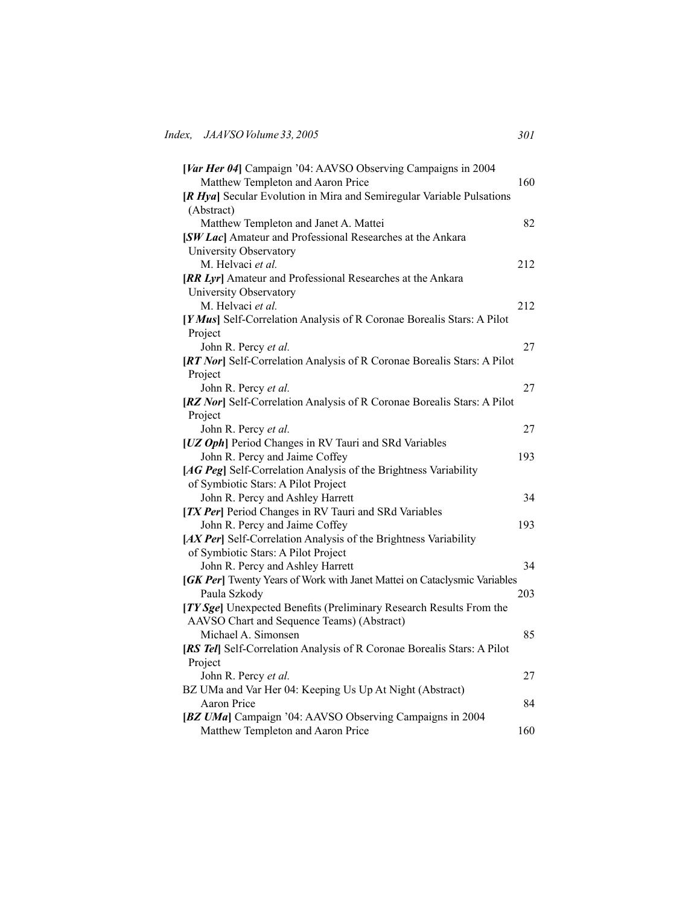**[*Var Her 04*]** Campaign '04: AAVSO Observing Campaigns in 2004
Matthew Templeton and Aaron Price 160

**[*R Hya*]** Secular Evolution in Mira and Semiregular Variable Pulsations (Abstract)
Matthew Templeton and Janet A. Mattei 82

**[*SW Lac*]** Amateur and Professional Researches at the Ankara University Observatory
M. Helvaci *et al.* 212

**[*RR Lyr*]** Amateur and Professional Researches at the Ankara University Observatory
M. Helvaci *et al.* 212

**[*Y Mus*]** Self-Correlation Analysis of R Coronae Borealis Stars: A Pilot Project
John R. Percy *et al.* 27

**[*RT Nor*]** Self-Correlation Analysis of R Coronae Borealis Stars: A Pilot Project
John R. Percy *et al.* 27

**[*RZ Nor*]** Self-Correlation Analysis of R Coronae Borealis Stars: A Pilot Project
John R. Percy *et al.* 27

**[*UZ Oph*]** Period Changes in RV Tauri and SRd Variables
John R. Percy and Jaime Coffey 193

**[*AG Peg*]** Self-Correlation Analysis of the Brightness Variability of Symbiotic Stars: A Pilot Project
John R. Percy and Ashley Harrett 34

**[*TX Per*]** Period Changes in RV Tauri and SRd Variables
John R. Percy and Jaime Coffey 193

**[*AX Per*]** Self-Correlation Analysis of the Brightness Variability of Symbiotic Stars: A Pilot Project
John R. Percy and Ashley Harrett 34

**[*GK Per*]** Twenty Years of Work with Janet Mattei on Cataclysmic Variables
Paula Szkody 203

**[*TY Sge*]** Unexpected Benefits (Preliminary Research Results From the AAVSO Chart and Sequence Teams) (Abstract)
Michael A. Simonsen 85

**[*RS Tel*]** Self-Correlation Analysis of R Coronae Borealis Stars: A Pilot Project
John R. Percy *et al.* 27

BZ UMa and Var Her 04: Keeping Us Up At Night (Abstract)
Aaron Price 84

**[*BZ UMa*]** Campaign '04: AAVSO Observing Campaigns in 2004
Matthew Templeton and Aaron Price 160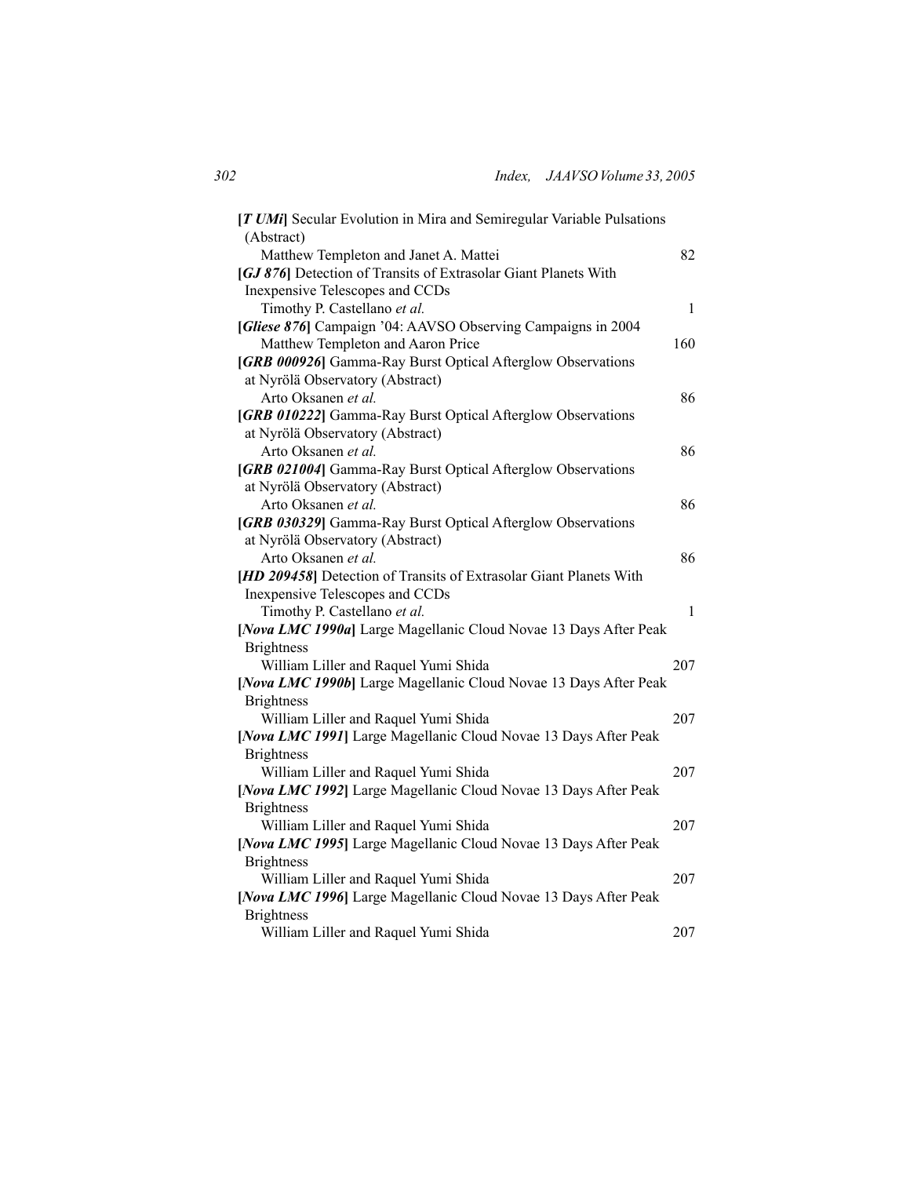**[*T UMi*]** Secular Evolution in Mira and Semiregular Variable Pulsations (Abstract)
Matthew Templeton and Janet A. Mattei 82

**[*GJ 876*]** Detection of Transits of Extrasolar Giant Planets With Inexpensive Telescopes and CCDs
Timothy P. Castellano *et al.* 1

**[*Gliese 876*]** Campaign '04: AAVSO Observing Campaigns in 2004
Matthew Templeton and Aaron Price 160

**[*GRB 000926*]** Gamma-Ray Burst Optical Afterglow Observations at Nyrölä Observatory (Abstract)
Arto Oksanen *et al.* 86

**[*GRB 010222*]** Gamma-Ray Burst Optical Afterglow Observations at Nyrölä Observatory (Abstract)
Arto Oksanen *et al.* 86

**[*GRB 021004*]** Gamma-Ray Burst Optical Afterglow Observations at Nyrölä Observatory (Abstract)
Arto Oksanen *et al.* 86

**[*GRB 030329*]** Gamma-Ray Burst Optical Afterglow Observations at Nyrölä Observatory (Abstract)
Arto Oksanen *et al.* 86

**[*HD 209458*]** Detection of Transits of Extrasolar Giant Planets With Inexpensive Telescopes and CCDs
Timothy P. Castellano *et al.* 1

**[*Nova LMC 1990a*]** Large Magellanic Cloud Novae 13 Days After Peak Brightness
William Liller and Raquel Yumi Shida 207

**[*Nova LMC 1990b*]** Large Magellanic Cloud Novae 13 Days After Peak Brightness
William Liller and Raquel Yumi Shida 207

**[*Nova LMC 1991*]** Large Magellanic Cloud Novae 13 Days After Peak Brightness
William Liller and Raquel Yumi Shida 207

**[*Nova LMC 1992*]** Large Magellanic Cloud Novae 13 Days After Peak Brightness
William Liller and Raquel Yumi Shida 207

**[*Nova LMC 1995*]** Large Magellanic Cloud Novae 13 Days After Peak Brightness
William Liller and Raquel Yumi Shida 207

**[*Nova LMC 1996*]** Large Magellanic Cloud Novae 13 Days After Peak Brightness
William Liller and Raquel Yumi Shida 207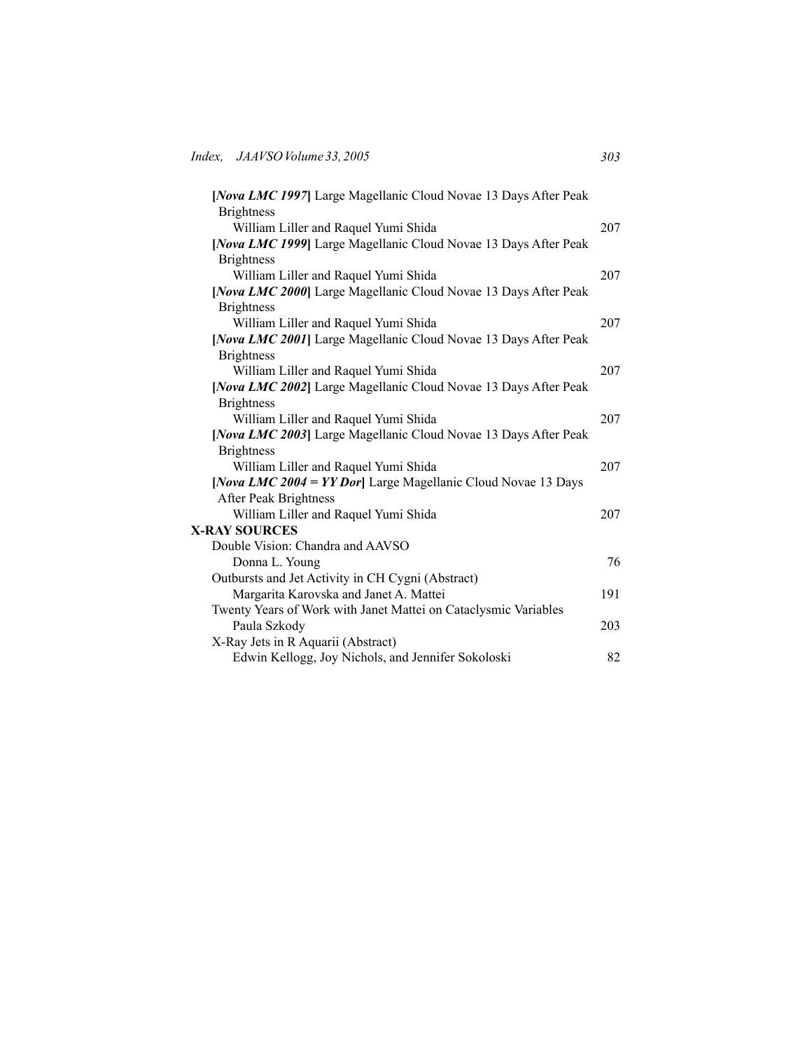**[*Nova LMC 1997*]** Large Magellanic Cloud Novae 13 Days After Peak Brightness
William Liller and Raquel Yumi Shida 207

**[*Nova LMC 1999*]** Large Magellanic Cloud Novae 13 Days After Peak Brightness
William Liller and Raquel Yumi Shida 207

**[*Nova LMC 2000*]** Large Magellanic Cloud Novae 13 Days After Peak Brightness
William Liller and Raquel Yumi Shida 207

**[*Nova LMC 2001*]** Large Magellanic Cloud Novae 13 Days After Peak Brightness
William Liller and Raquel Yumi Shida 207

**[*Nova LMC 2002*]** Large Magellanic Cloud Novae 13 Days After Peak Brightness
William Liller and Raquel Yumi Shida 207

**[*Nova LMC 2003*]** Large Magellanic Cloud Novae 13 Days After Peak Brightness
William Liller and Raquel Yumi Shida 207

**[*Nova LMC 2004 = YY Dor*]** Large Magellanic Cloud Novae 13 Days After Peak Brightness
William Liller and Raquel Yumi Shida 207

**X-RAY SOURCES**

Double Vision: Chandra and AAVSO
Donna L. Young 76

Outbursts and Jet Activity in CH Cygni (Abstract)
Margarita Karovska and Janet A. Mattei 191

Twenty Years of Work with Janet Mattei on Cataclysmic Variables
Paula Szkody 203

X-Ray Jets in R Aquarii (Abstract)
Edwin Kellogg, Joy Nichols, and Jennifer Sokoloski 82